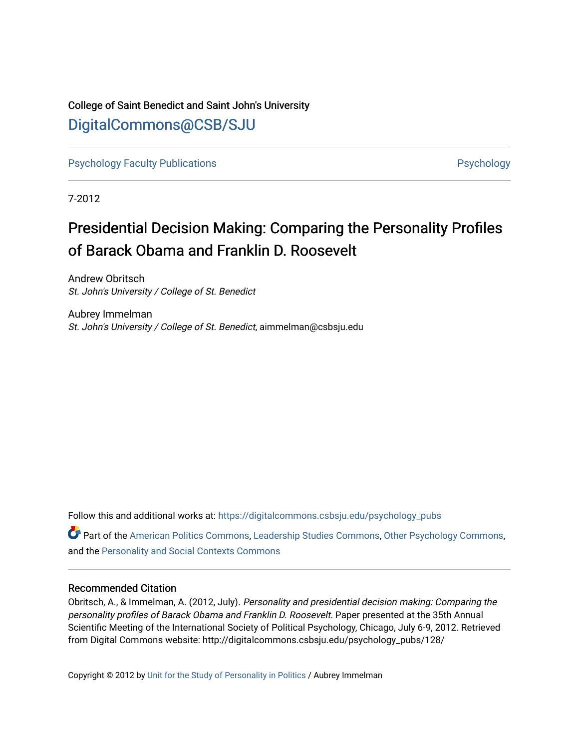College of Saint Benedict and Saint John's University

DigitalCommons@CSB/SJU

Psychology Faculty Publications

Psychology

7-2012

# Presidential Decision Making: Comparing the Personality Profiles of Barack Obama and Franklin D. Roosevelt

Andrew Obritsch
*St. John's University / College of St. Benedict*

Aubrey Immelman
*St. John's University / College of St. Benedict*, aimmelman@csbsju.edu

Follow this and additional works at: https://digitalcommons.csbsju.edu/psychology_pubs

Part of the American Politics Commons, Leadership Studies Commons, Other Psychology Commons, and the Personality and Social Contexts Commons

### Recommended Citation

Obritsch, A., & Immelman, A. (2012, July). *Personality and presidential decision making: Comparing the personality profiles of Barack Obama and Franklin D. Roosevelt*. Paper presented at the 35th Annual Scientific Meeting of the International Society of Political Psychology, Chicago, July 6-9, 2012. Retrieved from Digital Commons website: http://digitalcommons.csbsju.edu/psychology_pubs/128/

Copyright © 2012 by Unit for the Study of Personality in Politics / Aubrey Immelman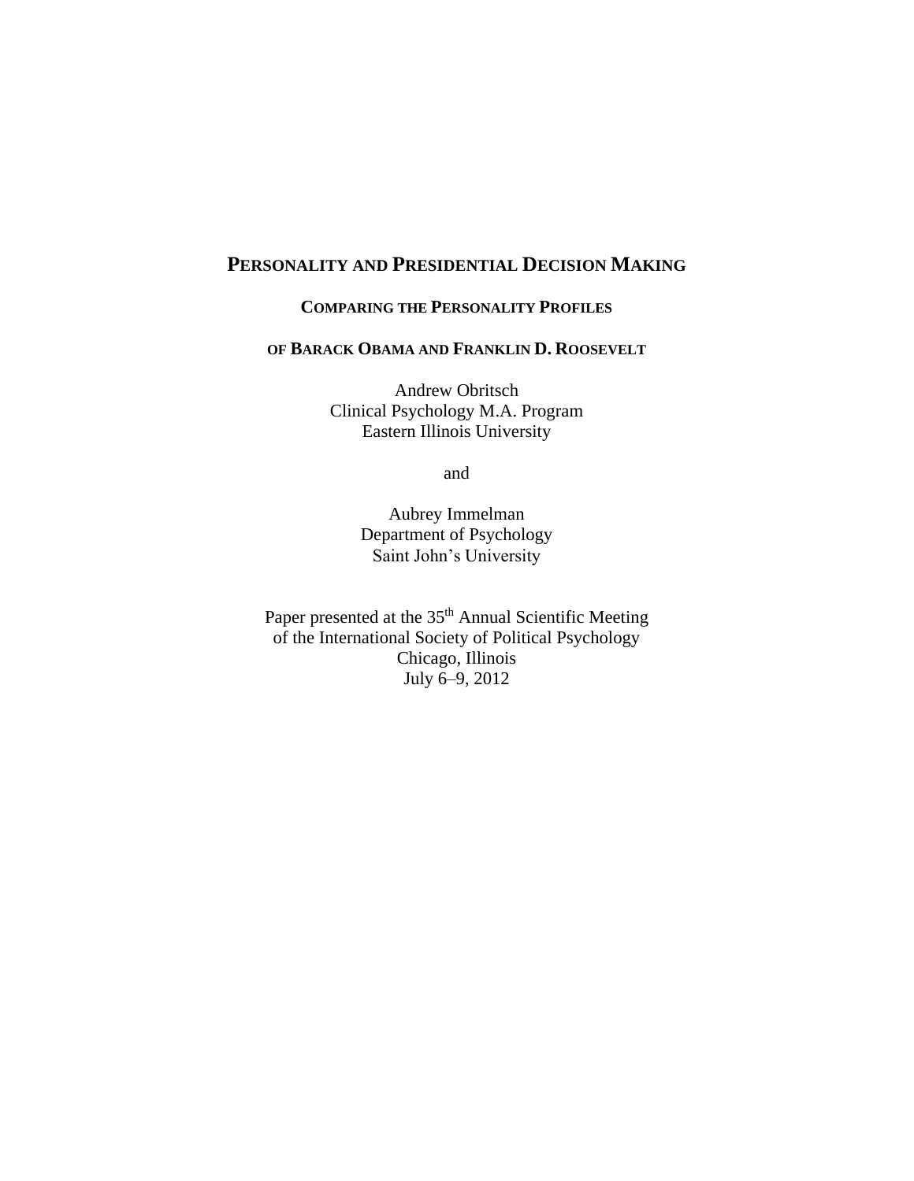# Personality and Presidential Decision Making

## Comparing the Personality Profiles

## of Barack Obama and Franklin D. Roosevelt

Andrew Obritsch
Clinical Psychology M.A. Program
Eastern Illinois University

and

Aubrey Immelman
Department of Psychology
Saint John's University

Paper presented at the 35th Annual Scientific Meeting
of the International Society of Political Psychology
Chicago, Illinois
July 6–9, 2012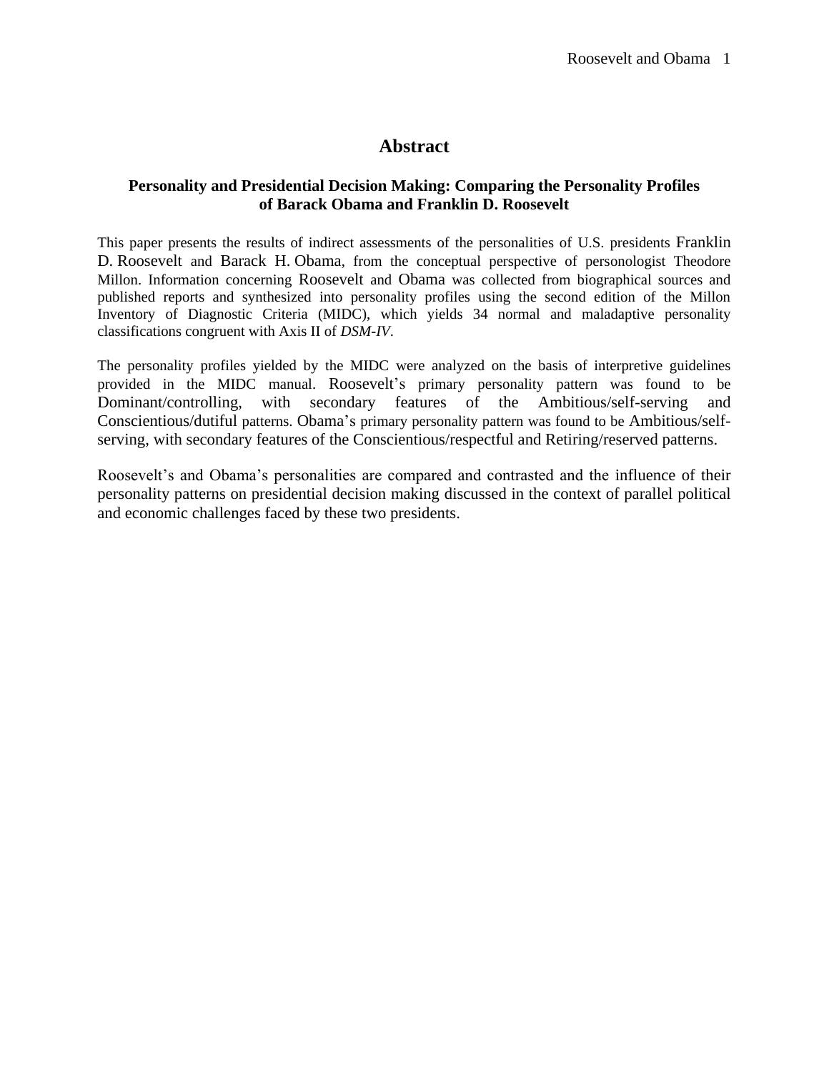# Abstract

**Personality and Presidential Decision Making: Comparing the Personality Profiles of Barack Obama and Franklin D. Roosevelt**

This paper presents the results of indirect assessments of the personalities of U.S. presidents Franklin D. Roosevelt and Barack H. Obama, from the conceptual perspective of personologist Theodore Millon. Information concerning Roosevelt and Obama was collected from biographical sources and published reports and synthesized into personality profiles using the second edition of the Millon Inventory of Diagnostic Criteria (MIDC), which yields 34 normal and maladaptive personality classifications congruent with Axis II of *DSM-IV*.

The personality profiles yielded by the MIDC were analyzed on the basis of interpretive guidelines provided in the MIDC manual. Roosevelt's primary personality pattern was found to be Dominant/controlling, with secondary features of the Ambitious/self-serving and Conscientious/dutiful patterns. Obama's primary personality pattern was found to be Ambitious/self-serving, with secondary features of the Conscientious/respectful and Retiring/reserved patterns.

Roosevelt's and Obama's personalities are compared and contrasted and the influence of their personality patterns on presidential decision making discussed in the context of parallel political and economic challenges faced by these two presidents.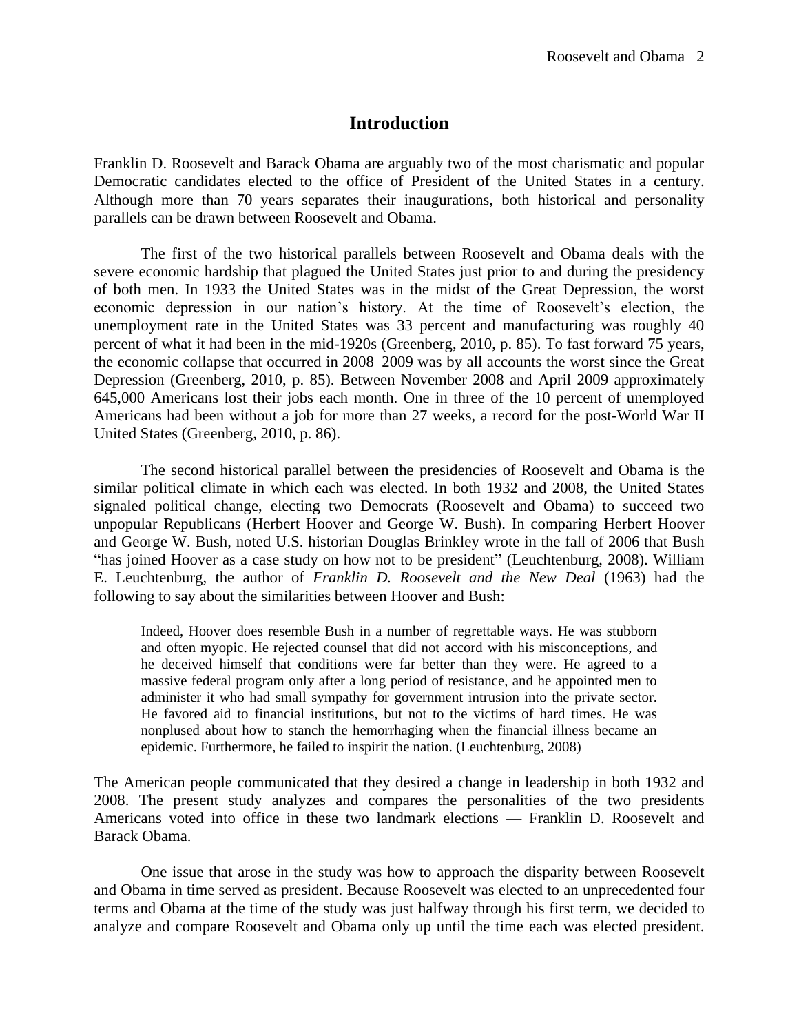# Introduction

Franklin D. Roosevelt and Barack Obama are arguably two of the most charismatic and popular Democratic candidates elected to the office of President of the United States in a century. Although more than 70 years separates their inaugurations, both historical and personality parallels can be drawn between Roosevelt and Obama.

The first of the two historical parallels between Roosevelt and Obama deals with the severe economic hardship that plagued the United States just prior to and during the presidency of both men. In 1933 the United States was in the midst of the Great Depression, the worst economic depression in our nation's history. At the time of Roosevelt's election, the unemployment rate in the United States was 33 percent and manufacturing was roughly 40 percent of what it had been in the mid-1920s (Greenberg, 2010, p. 85). To fast forward 75 years, the economic collapse that occurred in 2008–2009 was by all accounts the worst since the Great Depression (Greenberg, 2010, p. 85). Between November 2008 and April 2009 approximately 645,000 Americans lost their jobs each month. One in three of the 10 percent of unemployed Americans had been without a job for more than 27 weeks, a record for the post-World War II United States (Greenberg, 2010, p. 86).

The second historical parallel between the presidencies of Roosevelt and Obama is the similar political climate in which each was elected. In both 1932 and 2008, the United States signaled political change, electing two Democrats (Roosevelt and Obama) to succeed two unpopular Republicans (Herbert Hoover and George W. Bush). In comparing Herbert Hoover and George W. Bush, noted U.S. historian Douglas Brinkley wrote in the fall of 2006 that Bush "has joined Hoover as a case study on how not to be president" (Leuchtenburg, 2008). William E. Leuchtenburg, the author of *Franklin D. Roosevelt and the New Deal* (1963) had the following to say about the similarities between Hoover and Bush:

> Indeed, Hoover does resemble Bush in a number of regrettable ways. He was stubborn and often myopic. He rejected counsel that did not accord with his misconceptions, and he deceived himself that conditions were far better than they were. He agreed to a massive federal program only after a long period of resistance, and he appointed men to administer it who had small sympathy for government intrusion into the private sector. He favored aid to financial institutions, but not to the victims of hard times. He was nonplused about how to stanch the hemorrhaging when the financial illness became an epidemic. Furthermore, he failed to inspirit the nation. (Leuchtenburg, 2008)

The American people communicated that they desired a change in leadership in both 1932 and 2008. The present study analyzes and compares the personalities of the two presidents Americans voted into office in these two landmark elections — Franklin D. Roosevelt and Barack Obama.

One issue that arose in the study was how to approach the disparity between Roosevelt and Obama in time served as president. Because Roosevelt was elected to an unprecedented four terms and Obama at the time of the study was just halfway through his first term, we decided to analyze and compare Roosevelt and Obama only up until the time each was elected president.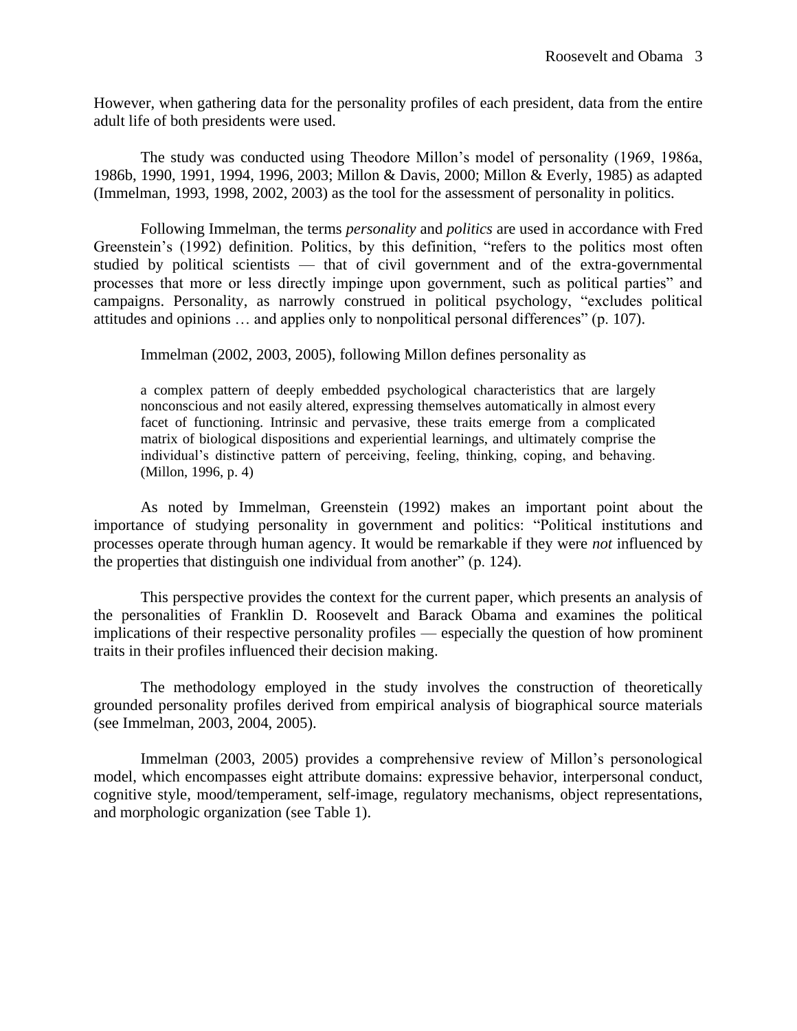However, when gathering data for the personality profiles of each president, data from the entire adult life of both presidents were used.

The study was conducted using Theodore Millon's model of personality (1969, 1986a, 1986b, 1990, 1991, 1994, 1996, 2003; Millon & Davis, 2000; Millon & Everly, 1985) as adapted (Immelman, 1993, 1998, 2002, 2003) as the tool for the assessment of personality in politics.

Following Immelman, the terms *personality* and *politics* are used in accordance with Fred Greenstein's (1992) definition. Politics, by this definition, "refers to the politics most often studied by political scientists — that of civil government and of the extra-governmental processes that more or less directly impinge upon government, such as political parties" and campaigns. Personality, as narrowly construed in political psychology, "excludes political attitudes and opinions … and applies only to nonpolitical personal differences" (p. 107).

Immelman (2002, 2003, 2005), following Millon defines personality as

> a complex pattern of deeply embedded psychological characteristics that are largely nonconscious and not easily altered, expressing themselves automatically in almost every facet of functioning. Intrinsic and pervasive, these traits emerge from a complicated matrix of biological dispositions and experiential learnings, and ultimately comprise the individual's distinctive pattern of perceiving, feeling, thinking, coping, and behaving. (Millon, 1996, p. 4)

As noted by Immelman, Greenstein (1992) makes an important point about the importance of studying personality in government and politics: "Political institutions and processes operate through human agency. It would be remarkable if they were *not* influenced by the properties that distinguish one individual from another" (p. 124).

This perspective provides the context for the current paper, which presents an analysis of the personalities of Franklin D. Roosevelt and Barack Obama and examines the political implications of their respective personality profiles — especially the question of how prominent traits in their profiles influenced their decision making.

The methodology employed in the study involves the construction of theoretically grounded personality profiles derived from empirical analysis of biographical source materials (see Immelman, 2003, 2004, 2005).

Immelman (2003, 2005) provides a comprehensive review of Millon's personological model, which encompasses eight attribute domains: expressive behavior, interpersonal conduct, cognitive style, mood/temperament, self-image, regulatory mechanisms, object representations, and morphologic organization (see Table 1).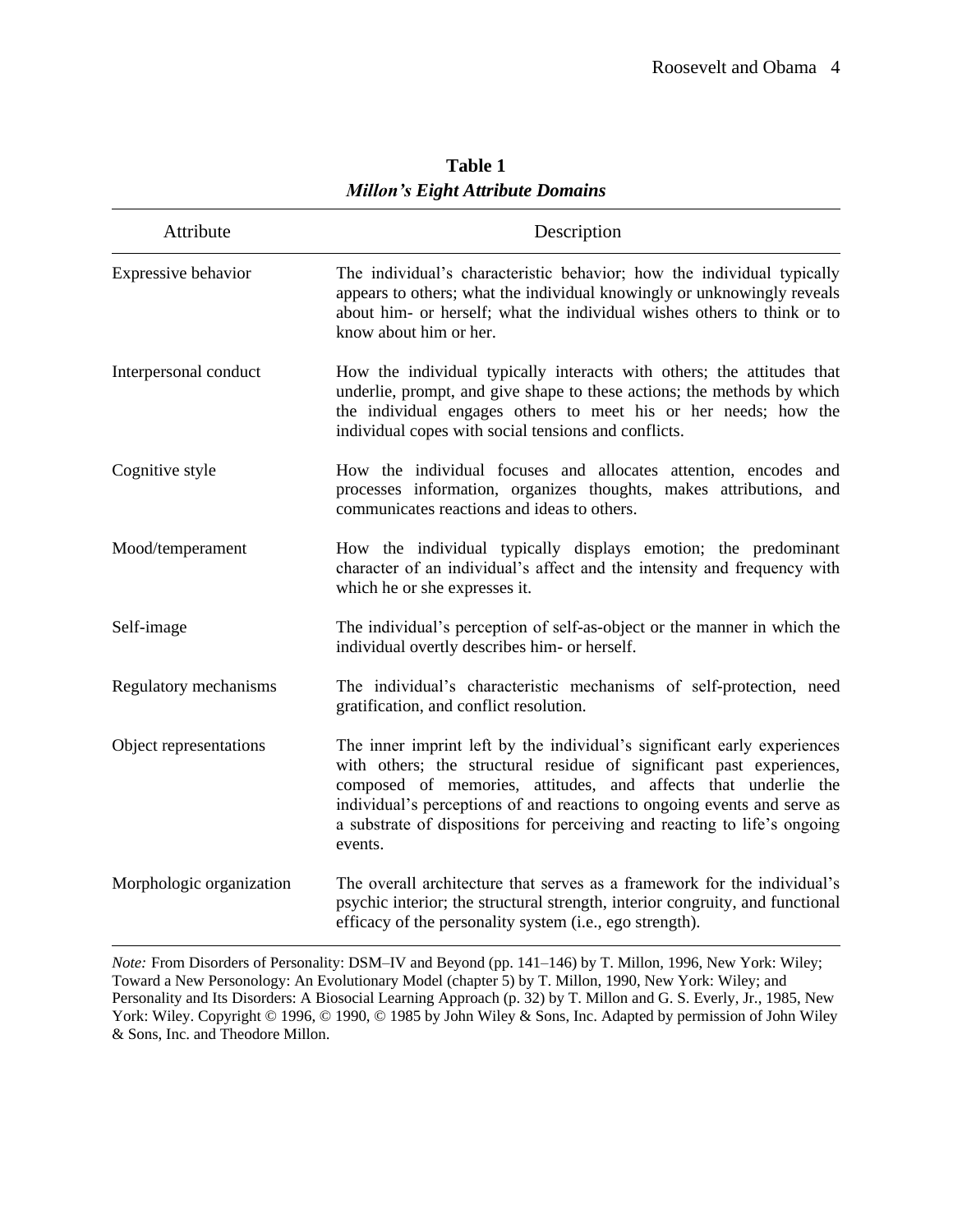**Table 1**
***Millon's Eight Attribute Domains***

| Attribute | Description |
|---|---|
| Expressive behavior | The individual's characteristic behavior; how the individual typically appears to others; what the individual knowingly or unknowingly reveals about him- or herself; what the individual wishes others to think or to know about him or her. |
| Interpersonal conduct | How the individual typically interacts with others; the attitudes that underlie, prompt, and give shape to these actions; the methods by which the individual engages others to meet his or her needs; how the individual copes with social tensions and conflicts. |
| Cognitive style | How the individual focuses and allocates attention, encodes and processes information, organizes thoughts, makes attributions, and communicates reactions and ideas to others. |
| Mood/temperament | How the individual typically displays emotion; the predominant character of an individual's affect and the intensity and frequency with which he or she expresses it. |
| Self-image | The individual's perception of self-as-object or the manner in which the individual overtly describes him- or herself. |
| Regulatory mechanisms | The individual's characteristic mechanisms of self-protection, need gratification, and conflict resolution. |
| Object representations | The inner imprint left by the individual's significant early experiences with others; the structural residue of significant past experiences, composed of memories, attitudes, and affects that underlie the individual's perceptions of and reactions to ongoing events and serve as a substrate of dispositions for perceiving and reacting to life's ongoing events. |
| Morphologic organization | The overall architecture that serves as a framework for the individual's psychic interior; the structural strength, interior congruity, and functional efficacy of the personality system (i.e., ego strength). |

*Note:* From Disorders of Personality: DSM–IV and Beyond (pp. 141–146) by T. Millon, 1996, New York: Wiley; Toward a New Personology: An Evolutionary Model (chapter 5) by T. Millon, 1990, New York: Wiley; and Personality and Its Disorders: A Biosocial Learning Approach (p. 32) by T. Millon and G. S. Everly, Jr., 1985, New York: Wiley. Copyright © 1996, © 1990, © 1985 by John Wiley & Sons, Inc. Adapted by permission of John Wiley & Sons, Inc. and Theodore Millon.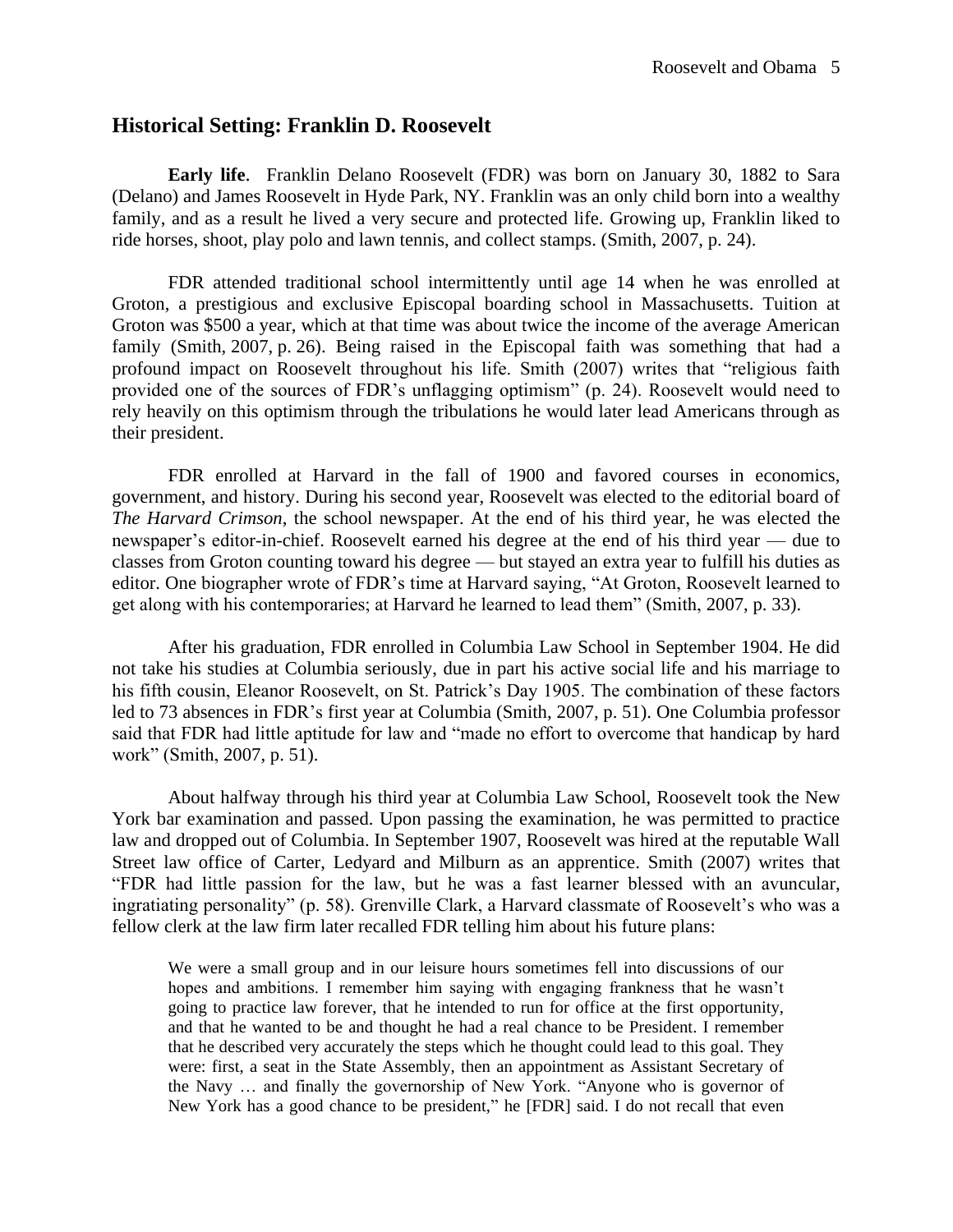## Historical Setting: Franklin D. Roosevelt

**Early life**. Franklin Delano Roosevelt (FDR) was born on January 30, 1882 to Sara (Delano) and James Roosevelt in Hyde Park, NY. Franklin was an only child born into a wealthy family, and as a result he lived a very secure and protected life. Growing up, Franklin liked to ride horses, shoot, play polo and lawn tennis, and collect stamps. (Smith, 2007, p. 24).

FDR attended traditional school intermittently until age 14 when he was enrolled at Groton, a prestigious and exclusive Episcopal boarding school in Massachusetts. Tuition at Groton was $500 a year, which at that time was about twice the income of the average American family (Smith, 2007, p. 26). Being raised in the Episcopal faith was something that had a profound impact on Roosevelt throughout his life. Smith (2007) writes that "religious faith provided one of the sources of FDR's unflagging optimism" (p. 24). Roosevelt would need to rely heavily on this optimism through the tribulations he would later lead Americans through as their president.

FDR enrolled at Harvard in the fall of 1900 and favored courses in economics, government, and history. During his second year, Roosevelt was elected to the editorial board of *The Harvard Crimson*, the school newspaper. At the end of his third year, he was elected the newspaper's editor-in-chief. Roosevelt earned his degree at the end of his third year — due to classes from Groton counting toward his degree — but stayed an extra year to fulfill his duties as editor. One biographer wrote of FDR's time at Harvard saying, "At Groton, Roosevelt learned to get along with his contemporaries; at Harvard he learned to lead them" (Smith, 2007, p. 33).

After his graduation, FDR enrolled in Columbia Law School in September 1904. He did not take his studies at Columbia seriously, due in part his active social life and his marriage to his fifth cousin, Eleanor Roosevelt, on St. Patrick's Day 1905. The combination of these factors led to 73 absences in FDR's first year at Columbia (Smith, 2007, p. 51). One Columbia professor said that FDR had little aptitude for law and "made no effort to overcome that handicap by hard work" (Smith, 2007, p. 51).

About halfway through his third year at Columbia Law School, Roosevelt took the New York bar examination and passed. Upon passing the examination, he was permitted to practice law and dropped out of Columbia. In September 1907, Roosevelt was hired at the reputable Wall Street law office of Carter, Ledyard and Milburn as an apprentice. Smith (2007) writes that "FDR had little passion for the law, but he was a fast learner blessed with an avuncular, ingratiating personality" (p. 58). Grenville Clark, a Harvard classmate of Roosevelt's who was a fellow clerk at the law firm later recalled FDR telling him about his future plans:

> We were a small group and in our leisure hours sometimes fell into discussions of our hopes and ambitions. I remember him saying with engaging frankness that he wasn't going to practice law forever, that he intended to run for office at the first opportunity, and that he wanted to be and thought he had a real chance to be President. I remember that he described very accurately the steps which he thought could lead to this goal. They were: first, a seat in the State Assembly, then an appointment as Assistant Secretary of the Navy … and finally the governorship of New York. "Anyone who is governor of New York has a good chance to be president," he [FDR] said. I do not recall that even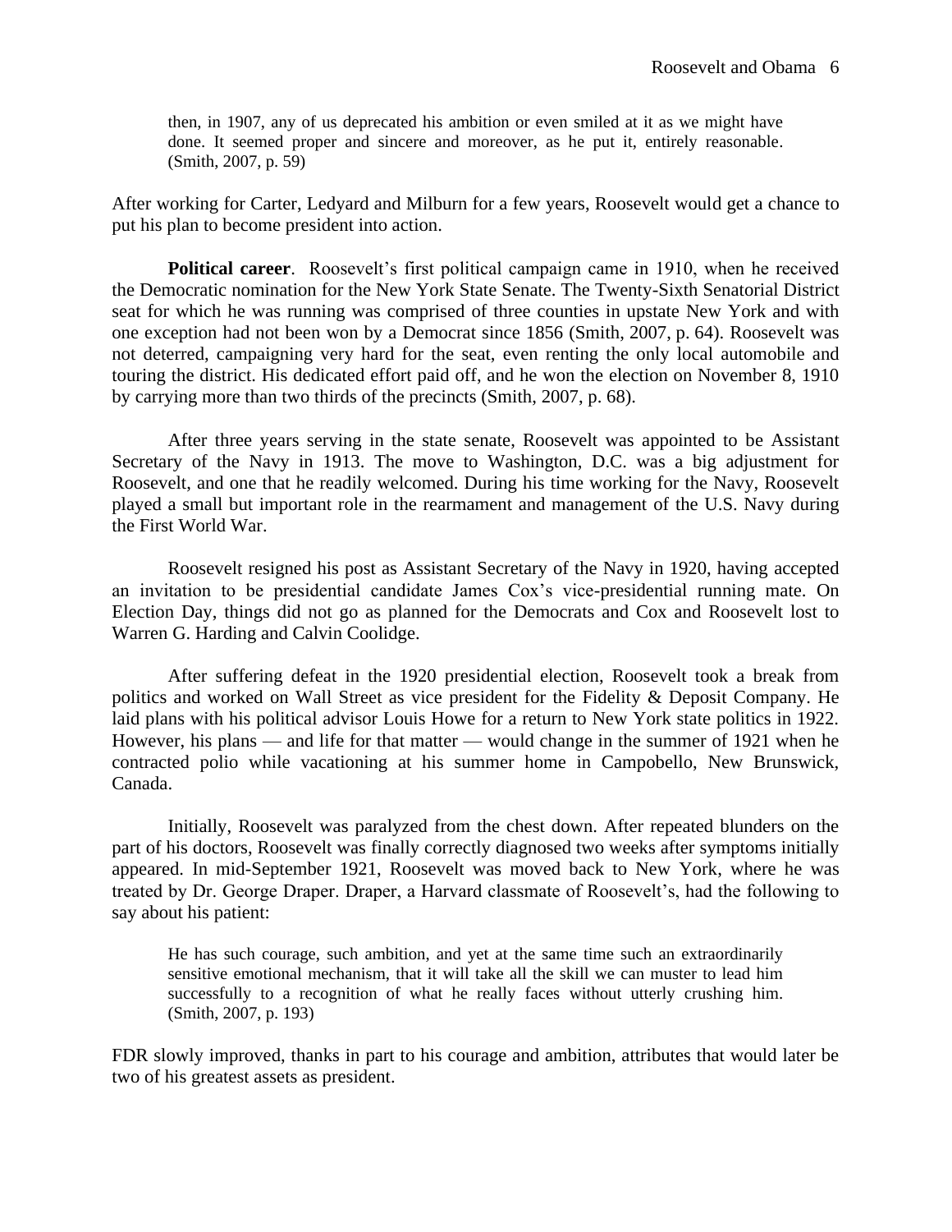> then, in 1907, any of us deprecated his ambition or even smiled at it as we might have done. It seemed proper and sincere and moreover, as he put it, entirely reasonable. (Smith, 2007, p. 59)

After working for Carter, Ledyard and Milburn for a few years, Roosevelt would get a chance to put his plan to become president into action.

**Political career**. Roosevelt's first political campaign came in 1910, when he received the Democratic nomination for the New York State Senate. The Twenty-Sixth Senatorial District seat for which he was running was comprised of three counties in upstate New York and with one exception had not been won by a Democrat since 1856 (Smith, 2007, p. 64). Roosevelt was not deterred, campaigning very hard for the seat, even renting the only local automobile and touring the district. His dedicated effort paid off, and he won the election on November 8, 1910 by carrying more than two thirds of the precincts (Smith, 2007, p. 68).

After three years serving in the state senate, Roosevelt was appointed to be Assistant Secretary of the Navy in 1913. The move to Washington, D.C. was a big adjustment for Roosevelt, and one that he readily welcomed. During his time working for the Navy, Roosevelt played a small but important role in the rearmament and management of the U.S. Navy during the First World War.

Roosevelt resigned his post as Assistant Secretary of the Navy in 1920, having accepted an invitation to be presidential candidate James Cox's vice-presidential running mate. On Election Day, things did not go as planned for the Democrats and Cox and Roosevelt lost to Warren G. Harding and Calvin Coolidge.

After suffering defeat in the 1920 presidential election, Roosevelt took a break from politics and worked on Wall Street as vice president for the Fidelity & Deposit Company. He laid plans with his political advisor Louis Howe for a return to New York state politics in 1922. However, his plans — and life for that matter — would change in the summer of 1921 when he contracted polio while vacationing at his summer home in Campobello, New Brunswick, Canada.

Initially, Roosevelt was paralyzed from the chest down. After repeated blunders on the part of his doctors, Roosevelt was finally correctly diagnosed two weeks after symptoms initially appeared. In mid-September 1921, Roosevelt was moved back to New York, where he was treated by Dr. George Draper. Draper, a Harvard classmate of Roosevelt's, had the following to say about his patient:

> He has such courage, such ambition, and yet at the same time such an extraordinarily sensitive emotional mechanism, that it will take all the skill we can muster to lead him successfully to a recognition of what he really faces without utterly crushing him. (Smith, 2007, p. 193)

FDR slowly improved, thanks in part to his courage and ambition, attributes that would later be two of his greatest assets as president.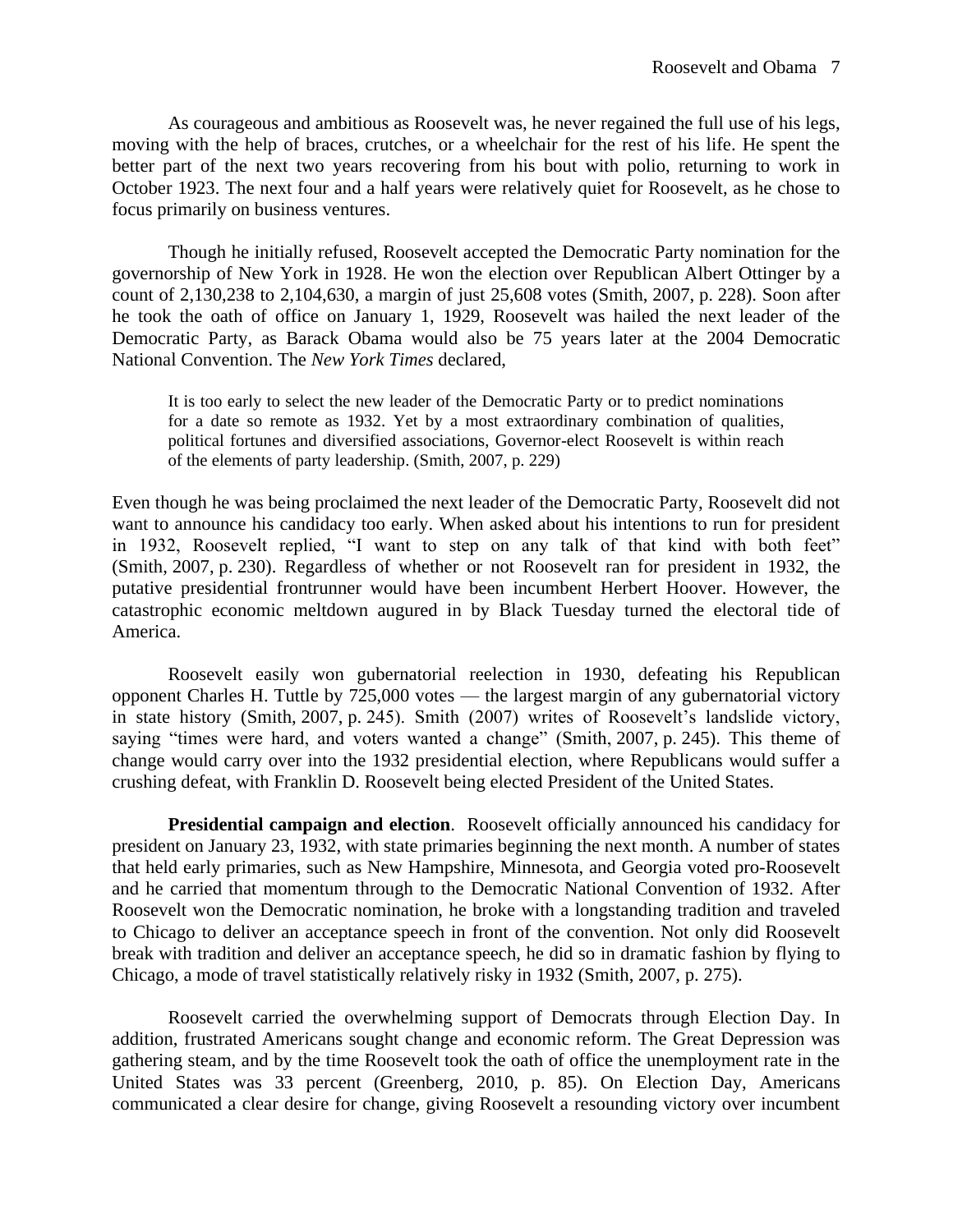As courageous and ambitious as Roosevelt was, he never regained the full use of his legs, moving with the help of braces, crutches, or a wheelchair for the rest of his life. He spent the better part of the next two years recovering from his bout with polio, returning to work in October 1923. The next four and a half years were relatively quiet for Roosevelt, as he chose to focus primarily on business ventures.

Though he initially refused, Roosevelt accepted the Democratic Party nomination for the governorship of New York in 1928. He won the election over Republican Albert Ottinger by a count of 2,130,238 to 2,104,630, a margin of just 25,608 votes (Smith, 2007, p. 228). Soon after he took the oath of office on January 1, 1929, Roosevelt was hailed the next leader of the Democratic Party, as Barack Obama would also be 75 years later at the 2004 Democratic National Convention. The *New York Times* declared,

> It is too early to select the new leader of the Democratic Party or to predict nominations for a date so remote as 1932. Yet by a most extraordinary combination of qualities, political fortunes and diversified associations, Governor-elect Roosevelt is within reach of the elements of party leadership. (Smith, 2007, p. 229)

Even though he was being proclaimed the next leader of the Democratic Party, Roosevelt did not want to announce his candidacy too early. When asked about his intentions to run for president in 1932, Roosevelt replied, "I want to step on any talk of that kind with both feet" (Smith, 2007, p. 230). Regardless of whether or not Roosevelt ran for president in 1932, the putative presidential frontrunner would have been incumbent Herbert Hoover. However, the catastrophic economic meltdown augured in by Black Tuesday turned the electoral tide of America.

Roosevelt easily won gubernatorial reelection in 1930, defeating his Republican opponent Charles H. Tuttle by 725,000 votes — the largest margin of any gubernatorial victory in state history (Smith, 2007, p. 245). Smith (2007) writes of Roosevelt's landslide victory, saying "times were hard, and voters wanted a change" (Smith, 2007, p. 245). This theme of change would carry over into the 1932 presidential election, where Republicans would suffer a crushing defeat, with Franklin D. Roosevelt being elected President of the United States.

**Presidential campaign and election**. Roosevelt officially announced his candidacy for president on January 23, 1932, with state primaries beginning the next month. A number of states that held early primaries, such as New Hampshire, Minnesota, and Georgia voted pro-Roosevelt and he carried that momentum through to the Democratic National Convention of 1932. After Roosevelt won the Democratic nomination, he broke with a longstanding tradition and traveled to Chicago to deliver an acceptance speech in front of the convention. Not only did Roosevelt break with tradition and deliver an acceptance speech, he did so in dramatic fashion by flying to Chicago, a mode of travel statistically relatively risky in 1932 (Smith, 2007, p. 275).

Roosevelt carried the overwhelming support of Democrats through Election Day. In addition, frustrated Americans sought change and economic reform. The Great Depression was gathering steam, and by the time Roosevelt took the oath of office the unemployment rate in the United States was 33 percent (Greenberg, 2010, p. 85). On Election Day, Americans communicated a clear desire for change, giving Roosevelt a resounding victory over incumbent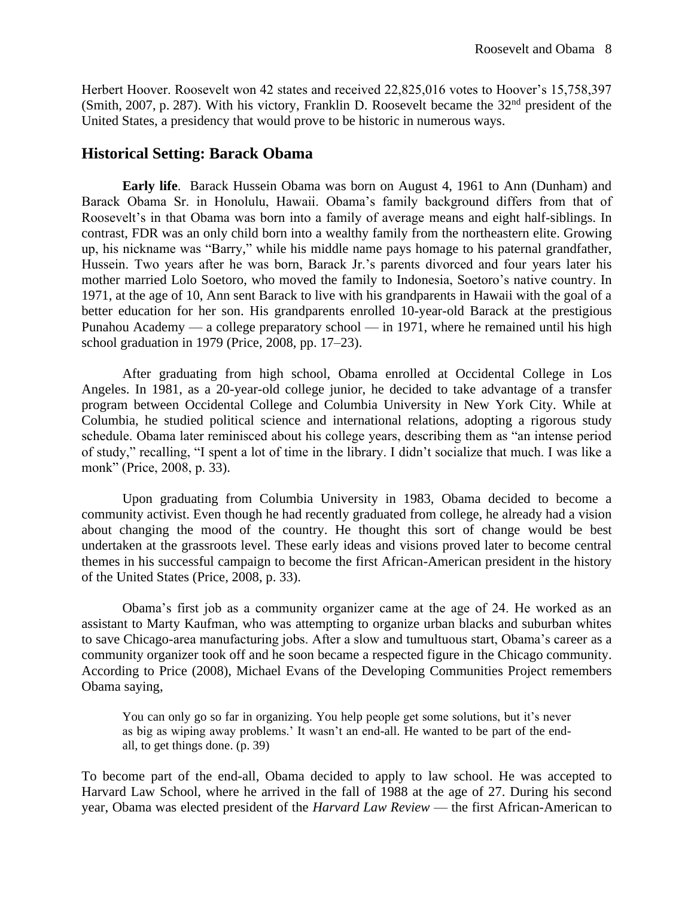Herbert Hoover. Roosevelt won 42 states and received 22,825,016 votes to Hoover's 15,758,397 (Smith, 2007, p. 287). With his victory, Franklin D. Roosevelt became the 32nd president of the United States, a presidency that would prove to be historic in numerous ways.

## Historical Setting: Barack Obama

**Early life**. Barack Hussein Obama was born on August 4, 1961 to Ann (Dunham) and Barack Obama Sr. in Honolulu, Hawaii. Obama's family background differs from that of Roosevelt's in that Obama was born into a family of average means and eight half-siblings. In contrast, FDR was an only child born into a wealthy family from the northeastern elite. Growing up, his nickname was "Barry," while his middle name pays homage to his paternal grandfather, Hussein. Two years after he was born, Barack Jr.'s parents divorced and four years later his mother married Lolo Soetoro, who moved the family to Indonesia, Soetoro's native country. In 1971, at the age of 10, Ann sent Barack to live with his grandparents in Hawaii with the goal of a better education for her son. His grandparents enrolled 10-year-old Barack at the prestigious Punahou Academy — a college preparatory school — in 1971, where he remained until his high school graduation in 1979 (Price, 2008, pp. 17–23).

After graduating from high school, Obama enrolled at Occidental College in Los Angeles. In 1981, as a 20-year-old college junior, he decided to take advantage of a transfer program between Occidental College and Columbia University in New York City. While at Columbia, he studied political science and international relations, adopting a rigorous study schedule. Obama later reminisced about his college years, describing them as "an intense period of study," recalling, "I spent a lot of time in the library. I didn't socialize that much. I was like a monk" (Price, 2008, p. 33).

Upon graduating from Columbia University in 1983, Obama decided to become a community activist. Even though he had recently graduated from college, he already had a vision about changing the mood of the country. He thought this sort of change would be best undertaken at the grassroots level. These early ideas and visions proved later to become central themes in his successful campaign to become the first African-American president in the history of the United States (Price, 2008, p. 33).

Obama's first job as a community organizer came at the age of 24. He worked as an assistant to Marty Kaufman, who was attempting to organize urban blacks and suburban whites to save Chicago-area manufacturing jobs. After a slow and tumultuous start, Obama's career as a community organizer took off and he soon became a respected figure in the Chicago community. According to Price (2008), Michael Evans of the Developing Communities Project remembers Obama saying,

> You can only go so far in organizing. You help people get some solutions, but it's never as big as wiping away problems.' It wasn't an end-all. He wanted to be part of the end-all, to get things done. (p. 39)

To become part of the end-all, Obama decided to apply to law school. He was accepted to Harvard Law School, where he arrived in the fall of 1988 at the age of 27. During his second year, Obama was elected president of the *Harvard Law Review* — the first African-American to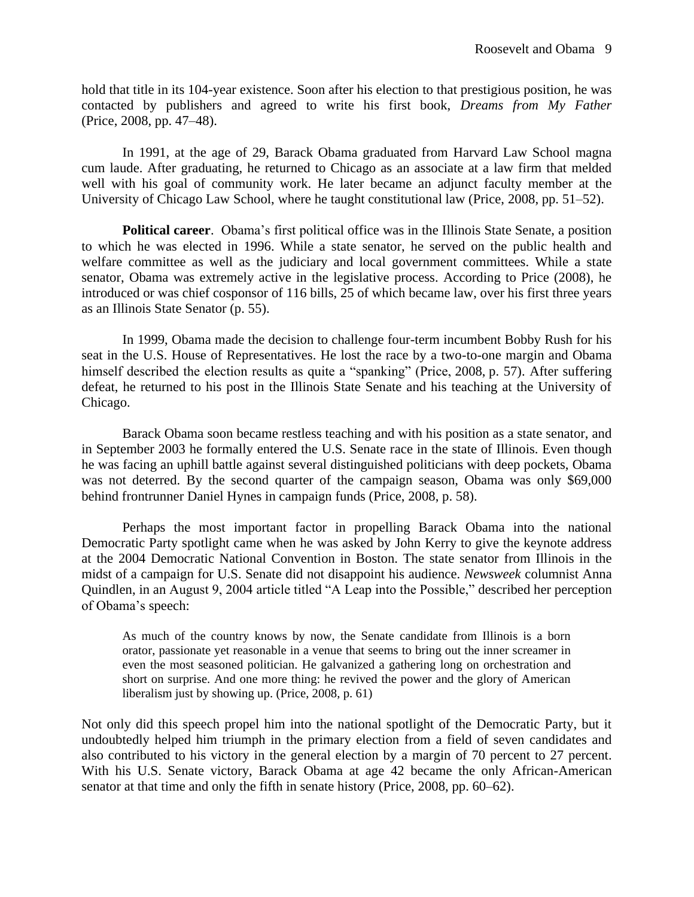hold that title in its 104-year existence. Soon after his election to that prestigious position, he was contacted by publishers and agreed to write his first book, *Dreams from My Father* (Price, 2008, pp. 47–48).

In 1991, at the age of 29, Barack Obama graduated from Harvard Law School magna cum laude. After graduating, he returned to Chicago as an associate at a law firm that melded well with his goal of community work. He later became an adjunct faculty member at the University of Chicago Law School, where he taught constitutional law (Price, 2008, pp. 51–52).

**Political career**. Obama's first political office was in the Illinois State Senate, a position to which he was elected in 1996. While a state senator, he served on the public health and welfare committee as well as the judiciary and local government committees. While a state senator, Obama was extremely active in the legislative process. According to Price (2008), he introduced or was chief cosponsor of 116 bills, 25 of which became law, over his first three years as an Illinois State Senator (p. 55).

In 1999, Obama made the decision to challenge four-term incumbent Bobby Rush for his seat in the U.S. House of Representatives. He lost the race by a two-to-one margin and Obama himself described the election results as quite a "spanking" (Price, 2008, p. 57). After suffering defeat, he returned to his post in the Illinois State Senate and his teaching at the University of Chicago.

Barack Obama soon became restless teaching and with his position as a state senator, and in September 2003 he formally entered the U.S. Senate race in the state of Illinois. Even though he was facing an uphill battle against several distinguished politicians with deep pockets, Obama was not deterred. By the second quarter of the campaign season, Obama was only $69,000 behind frontrunner Daniel Hynes in campaign funds (Price, 2008, p. 58).

Perhaps the most important factor in propelling Barack Obama into the national Democratic Party spotlight came when he was asked by John Kerry to give the keynote address at the 2004 Democratic National Convention in Boston. The state senator from Illinois in the midst of a campaign for U.S. Senate did not disappoint his audience. *Newsweek* columnist Anna Quindlen, in an August 9, 2004 article titled "A Leap into the Possible," described her perception of Obama's speech:

> As much of the country knows by now, the Senate candidate from Illinois is a born orator, passionate yet reasonable in a venue that seems to bring out the inner screamer in even the most seasoned politician. He galvanized a gathering long on orchestration and short on surprise. And one more thing: he revived the power and the glory of American liberalism just by showing up. (Price, 2008, p. 61)

Not only did this speech propel him into the national spotlight of the Democratic Party, but it undoubtedly helped him triumph in the primary election from a field of seven candidates and also contributed to his victory in the general election by a margin of 70 percent to 27 percent. With his U.S. Senate victory, Barack Obama at age 42 became the only African-American senator at that time and only the fifth in senate history (Price, 2008, pp. 60–62).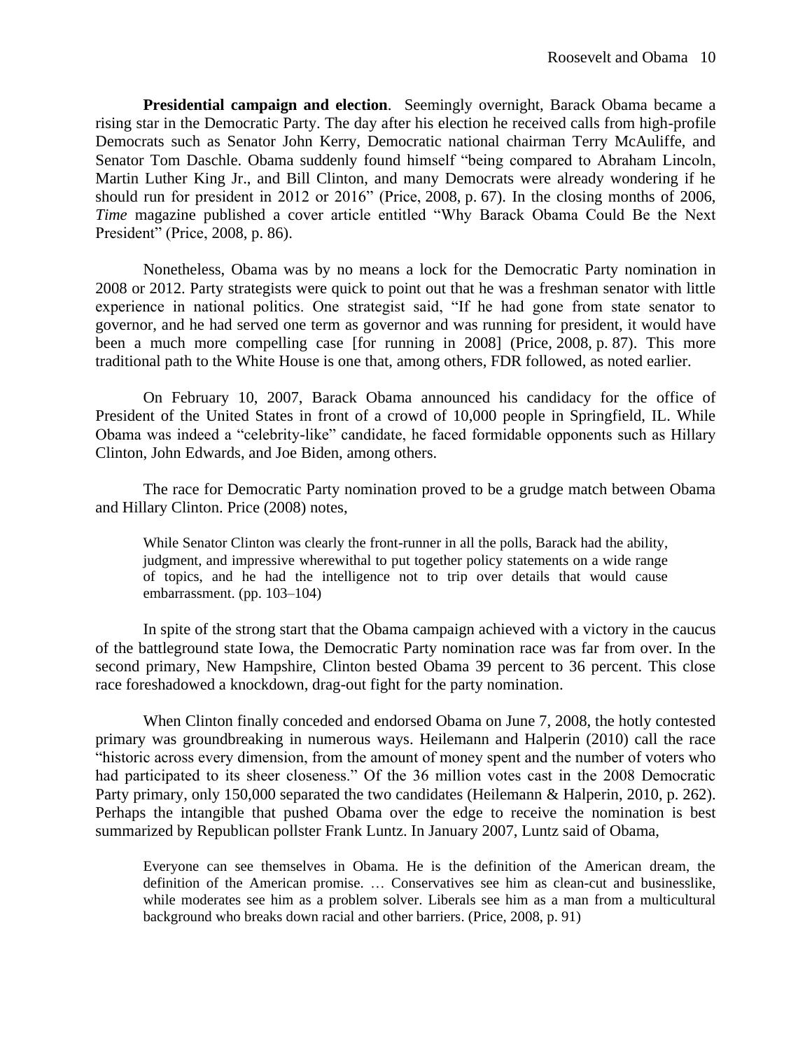**Presidential campaign and election**. Seemingly overnight, Barack Obama became a rising star in the Democratic Party. The day after his election he received calls from high-profile Democrats such as Senator John Kerry, Democratic national chairman Terry McAuliffe, and Senator Tom Daschle. Obama suddenly found himself "being compared to Abraham Lincoln, Martin Luther King Jr., and Bill Clinton, and many Democrats were already wondering if he should run for president in 2012 or 2016" (Price, 2008, p. 67). In the closing months of 2006, *Time* magazine published a cover article entitled "Why Barack Obama Could Be the Next President" (Price, 2008, p. 86).

Nonetheless, Obama was by no means a lock for the Democratic Party nomination in 2008 or 2012. Party strategists were quick to point out that he was a freshman senator with little experience in national politics. One strategist said, "If he had gone from state senator to governor, and he had served one term as governor and was running for president, it would have been a much more compelling case [for running in 2008] (Price, 2008, p. 87). This more traditional path to the White House is one that, among others, FDR followed, as noted earlier.

On February 10, 2007, Barack Obama announced his candidacy for the office of President of the United States in front of a crowd of 10,000 people in Springfield, IL. While Obama was indeed a "celebrity-like" candidate, he faced formidable opponents such as Hillary Clinton, John Edwards, and Joe Biden, among others.

The race for Democratic Party nomination proved to be a grudge match between Obama and Hillary Clinton. Price (2008) notes,

> While Senator Clinton was clearly the front-runner in all the polls, Barack had the ability, judgment, and impressive wherewithal to put together policy statements on a wide range of topics, and he had the intelligence not to trip over details that would cause embarrassment. (pp. 103–104)

In spite of the strong start that the Obama campaign achieved with a victory in the caucus of the battleground state Iowa, the Democratic Party nomination race was far from over. In the second primary, New Hampshire, Clinton bested Obama 39 percent to 36 percent. This close race foreshadowed a knockdown, drag-out fight for the party nomination.

When Clinton finally conceded and endorsed Obama on June 7, 2008, the hotly contested primary was groundbreaking in numerous ways. Heilemann and Halperin (2010) call the race "historic across every dimension, from the amount of money spent and the number of voters who had participated to its sheer closeness." Of the 36 million votes cast in the 2008 Democratic Party primary, only 150,000 separated the two candidates (Heilemann & Halperin, 2010, p. 262). Perhaps the intangible that pushed Obama over the edge to receive the nomination is best summarized by Republican pollster Frank Luntz. In January 2007, Luntz said of Obama,

> Everyone can see themselves in Obama. He is the definition of the American dream, the definition of the American promise. … Conservatives see him as clean-cut and businesslike, while moderates see him as a problem solver. Liberals see him as a man from a multicultural background who breaks down racial and other barriers. (Price, 2008, p. 91)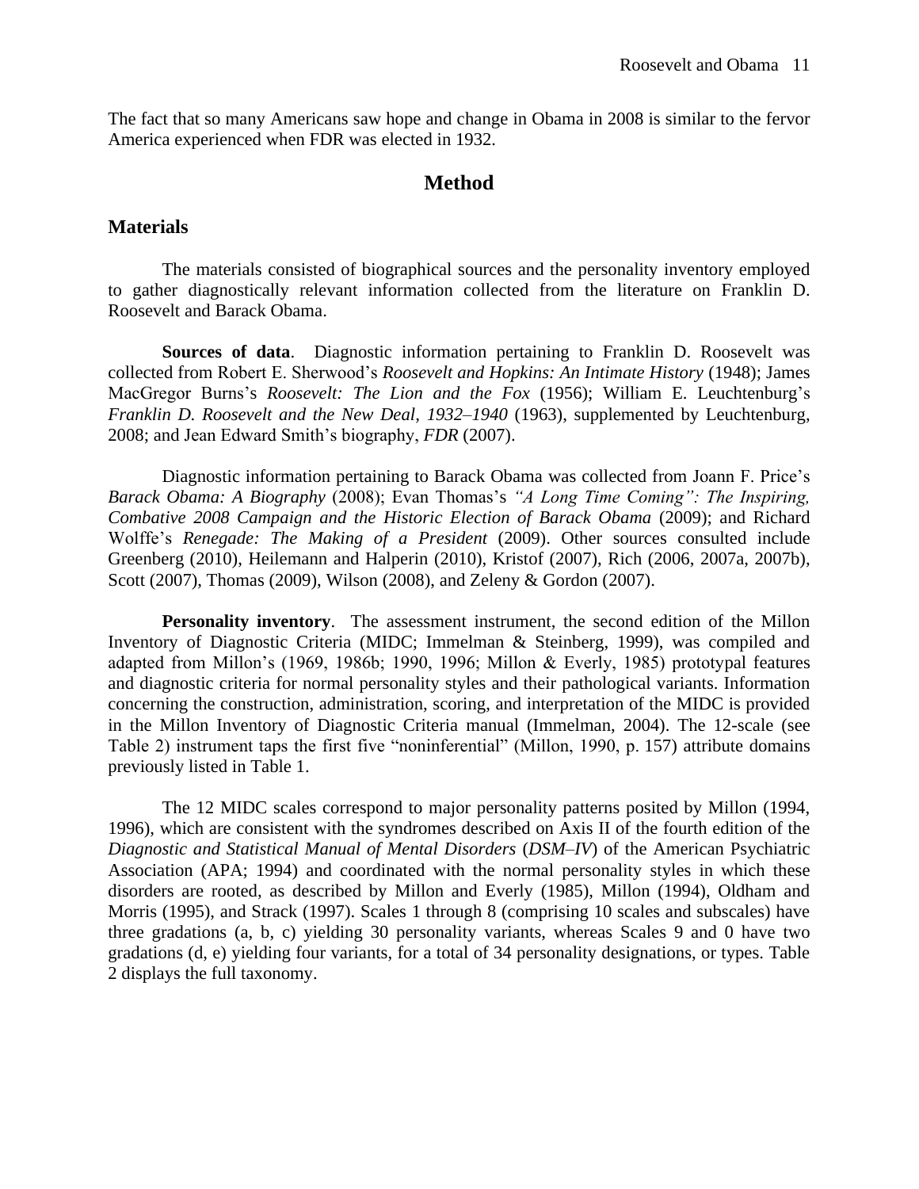The fact that so many Americans saw hope and change in Obama in 2008 is similar to the fervor America experienced when FDR was elected in 1932.

## Method

### Materials

The materials consisted of biographical sources and the personality inventory employed to gather diagnostically relevant information collected from the literature on Franklin D. Roosevelt and Barack Obama.

**Sources of data**. Diagnostic information pertaining to Franklin D. Roosevelt was collected from Robert E. Sherwood's *Roosevelt and Hopkins: An Intimate History* (1948); James MacGregor Burns's *Roosevelt: The Lion and the Fox* (1956); William E. Leuchtenburg's *Franklin D. Roosevelt and the New Deal, 1932–1940* (1963), supplemented by Leuchtenburg, 2008; and Jean Edward Smith's biography, *FDR* (2007).

Diagnostic information pertaining to Barack Obama was collected from Joann F. Price's *Barack Obama: A Biography* (2008); Evan Thomas's *"A Long Time Coming": The Inspiring, Combative 2008 Campaign and the Historic Election of Barack Obama* (2009); and Richard Wolffe's *Renegade: The Making of a President* (2009). Other sources consulted include Greenberg (2010), Heilemann and Halperin (2010), Kristof (2007), Rich (2006, 2007a, 2007b), Scott (2007), Thomas (2009), Wilson (2008), and Zeleny & Gordon (2007).

**Personality inventory**. The assessment instrument, the second edition of the Millon Inventory of Diagnostic Criteria (MIDC; Immelman & Steinberg, 1999), was compiled and adapted from Millon's (1969, 1986b; 1990, 1996; Millon & Everly, 1985) prototypal features and diagnostic criteria for normal personality styles and their pathological variants. Information concerning the construction, administration, scoring, and interpretation of the MIDC is provided in the Millon Inventory of Diagnostic Criteria manual (Immelman, 2004). The 12-scale (see Table 2) instrument taps the first five "noninferential" (Millon, 1990, p. 157) attribute domains previously listed in Table 1.

The 12 MIDC scales correspond to major personality patterns posited by Millon (1994, 1996), which are consistent with the syndromes described on Axis II of the fourth edition of the *Diagnostic and Statistical Manual of Mental Disorders* (*DSM–IV*) of the American Psychiatric Association (APA; 1994) and coordinated with the normal personality styles in which these disorders are rooted, as described by Millon and Everly (1985), Millon (1994), Oldham and Morris (1995), and Strack (1997). Scales 1 through 8 (comprising 10 scales and subscales) have three gradations (a, b, c) yielding 30 personality variants, whereas Scales 9 and 0 have two gradations (d, e) yielding four variants, for a total of 34 personality designations, or types. Table 2 displays the full taxonomy.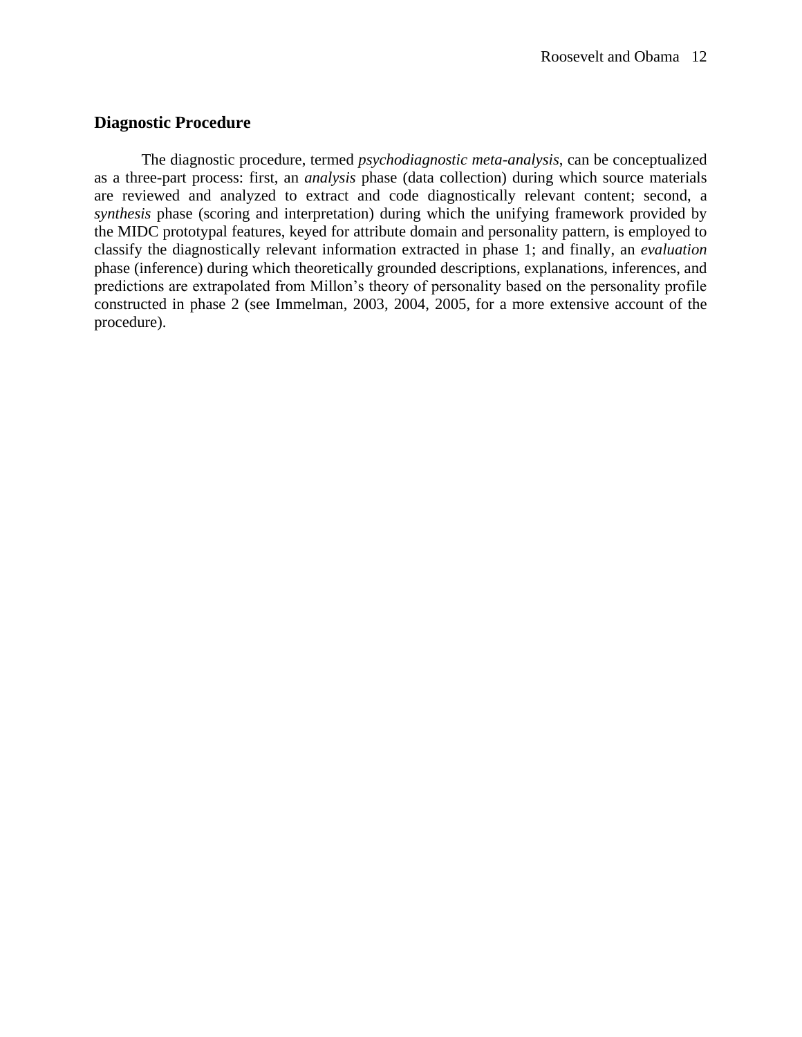## Diagnostic Procedure

The diagnostic procedure, termed *psychodiagnostic meta-analysis*, can be conceptualized as a three-part process: first, an *analysis* phase (data collection) during which source materials are reviewed and analyzed to extract and code diagnostically relevant content; second, a *synthesis* phase (scoring and interpretation) during which the unifying framework provided by the MIDC prototypal features, keyed for attribute domain and personality pattern, is employed to classify the diagnostically relevant information extracted in phase 1; and finally, an *evaluation* phase (inference) during which theoretically grounded descriptions, explanations, inferences, and predictions are extrapolated from Millon's theory of personality based on the personality profile constructed in phase 2 (see Immelman, 2003, 2004, 2005, for a more extensive account of the procedure).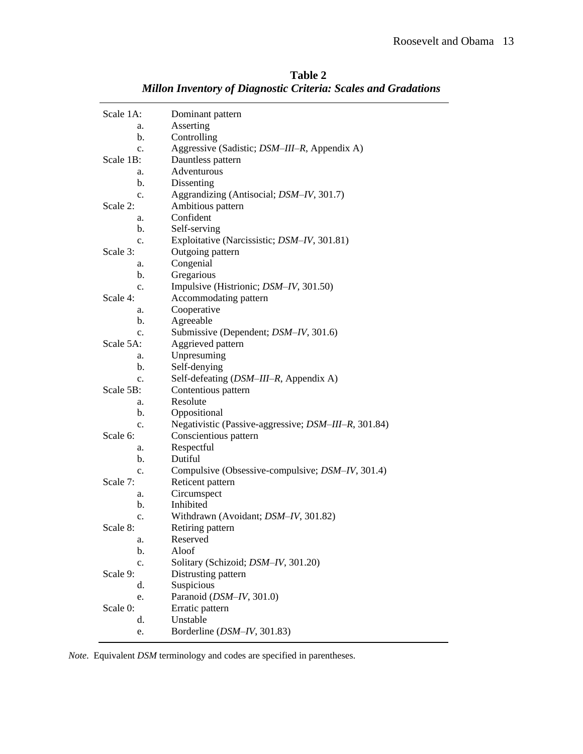**Table 2**
***Millon Inventory of Diagnostic Criteria: Scales and Gradations***

| | |
|---|---|
| Scale 1A: | Dominant pattern |
| a. | Asserting |
| b. | Controlling |
| c. | Aggressive (Sadistic; *DSM–III–R*, Appendix A) |
| Scale 1B: | Dauntless pattern |
| a. | Adventurous |
| b. | Dissenting |
| c. | Aggrandizing (Antisocial; *DSM–IV*, 301.7) |
| Scale 2: | Ambitious pattern |
| a. | Confident |
| b. | Self-serving |
| c. | Exploitative (Narcissistic; *DSM–IV*, 301.81) |
| Scale 3: | Outgoing pattern |
| a. | Congenial |
| b. | Gregarious |
| c. | Impulsive (Histrionic; *DSM–IV*, 301.50) |
| Scale 4: | Accommodating pattern |
| a. | Cooperative |
| b. | Agreeable |
| c. | Submissive (Dependent; *DSM–IV*, 301.6) |
| Scale 5A: | Aggrieved pattern |
| a. | Unpresuming |
| b. | Self-denying |
| c. | Self-defeating (*DSM–III–R*, Appendix A) |
| Scale 5B: | Contentious pattern |
| a. | Resolute |
| b. | Oppositional |
| c. | Negativistic (Passive-aggressive; *DSM–III–R*, 301.84) |
| Scale 6: | Conscientious pattern |
| a. | Respectful |
| b. | Dutiful |
| c. | Compulsive (Obsessive-compulsive; *DSM–IV*, 301.4) |
| Scale 7: | Reticent pattern |
| a. | Circumspect |
| b. | Inhibited |
| c. | Withdrawn (Avoidant; *DSM–IV*, 301.82) |
| Scale 8: | Retiring pattern |
| a. | Reserved |
| b. | Aloof |
| c. | Solitary (Schizoid; *DSM–IV*, 301.20) |
| Scale 9: | Distrusting pattern |
| d. | Suspicious |
| e. | Paranoid (*DSM–IV*, 301.0) |
| Scale 0: | Erratic pattern |
| d. | Unstable |
| e. | Borderline (*DSM–IV*, 301.83) |

*Note*. Equivalent *DSM* terminology and codes are specified in parentheses.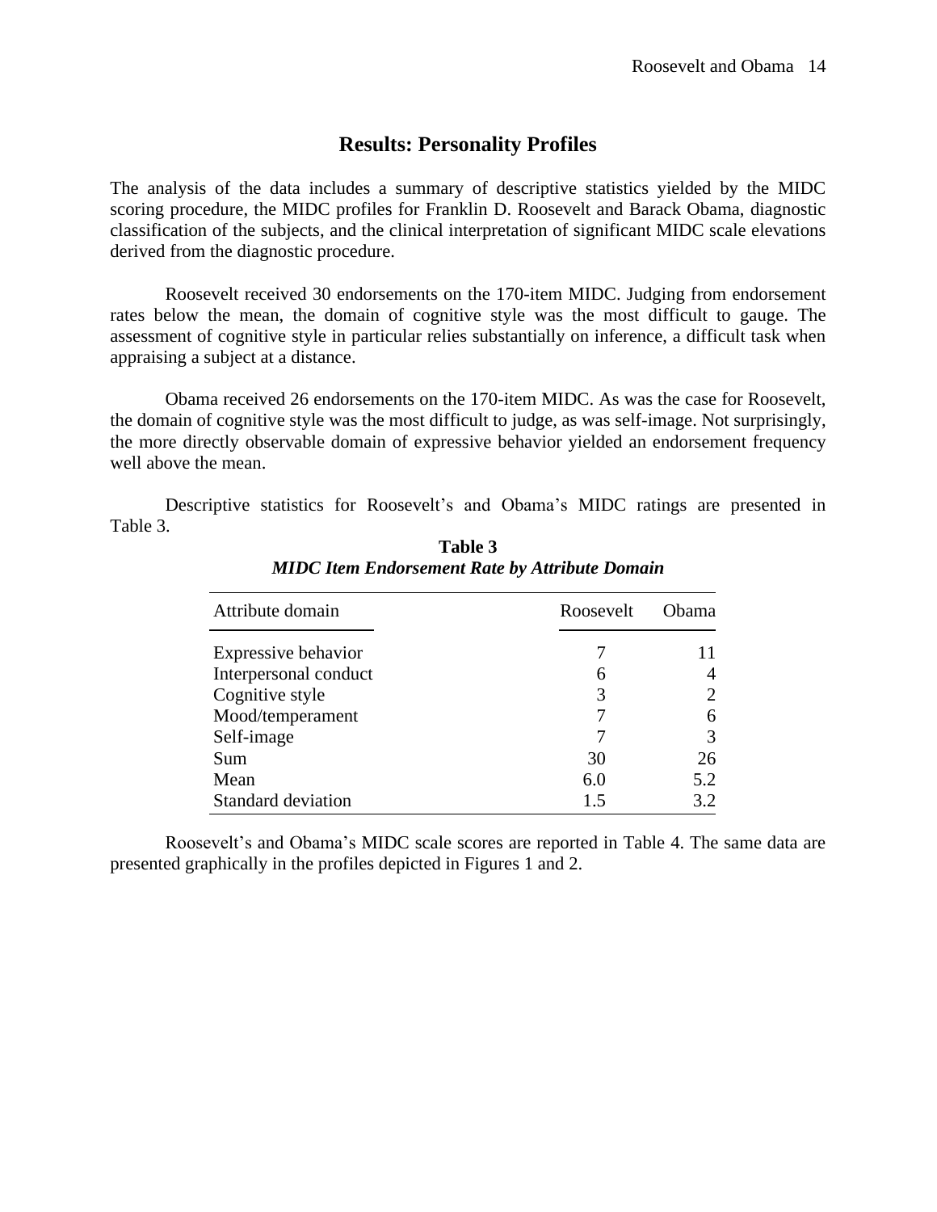## Results: Personality Profiles

The analysis of the data includes a summary of descriptive statistics yielded by the MIDC scoring procedure, the MIDC profiles for Franklin D. Roosevelt and Barack Obama, diagnostic classification of the subjects, and the clinical interpretation of significant MIDC scale elevations derived from the diagnostic procedure.

Roosevelt received 30 endorsements on the 170-item MIDC. Judging from endorsement rates below the mean, the domain of cognitive style was the most difficult to gauge. The assessment of cognitive style in particular relies substantially on inference, a difficult task when appraising a subject at a distance.

Obama received 26 endorsements on the 170-item MIDC. As was the case for Roosevelt, the domain of cognitive style was the most difficult to judge, as was self-image. Not surprisingly, the more directly observable domain of expressive behavior yielded an endorsement frequency well above the mean.

Descriptive statistics for Roosevelt's and Obama's MIDC ratings are presented in Table 3.

**Table 3**

***MIDC Item Endorsement Rate by Attribute Domain***

| Attribute domain | Roosevelt | Obama |
|---|---|---|
| Expressive behavior | 7 | 11 |
| Interpersonal conduct | 6 | 4 |
| Cognitive style | 3 | 2 |
| Mood/temperament | 7 | 6 |
| Self-image | 7 | 3 |
| Sum | 30 | 26 |
| Mean | 6.0 | 5.2 |
| Standard deviation | 1.5 | 3.2 |

Roosevelt's and Obama's MIDC scale scores are reported in Table 4. The same data are presented graphically in the profiles depicted in Figures 1 and 2.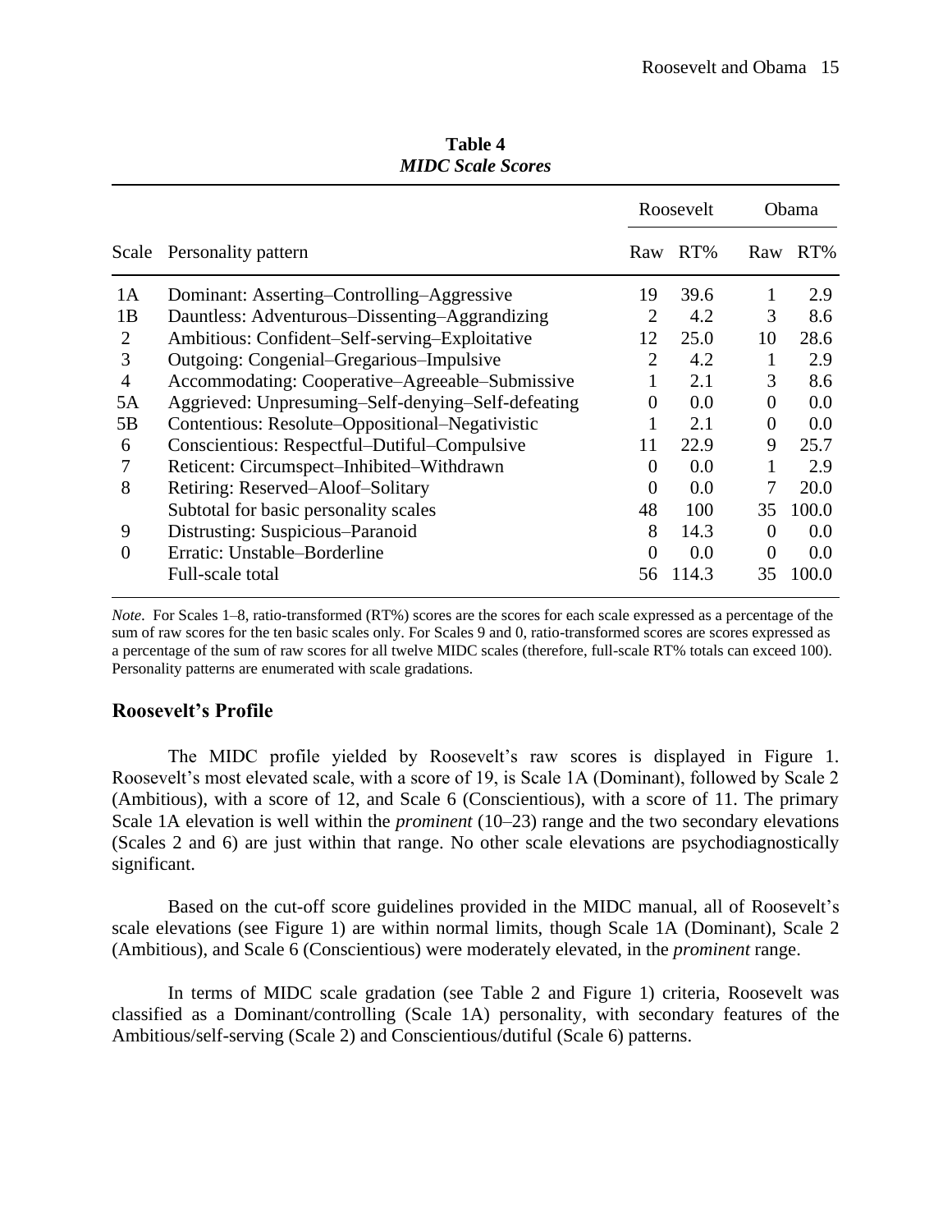**Table 4**
***MIDC Scale Scores***

| Scale | Personality pattern | Roosevelt | | Obama | |
|---|---|---|---|---|---|
| | | Raw | RT% | Raw | RT% |
| 1A | Dominant: Asserting–Controlling–Aggressive | 19 | 39.6 | 1 | 2.9 |
| 1B | Dauntless: Adventurous–Dissenting–Aggrandizing | 2 | 4.2 | 3 | 8.6 |
| 2 | Ambitious: Confident–Self-serving–Exploitative | 12 | 25.0 | 10 | 28.6 |
| 3 | Outgoing: Congenial–Gregarious–Impulsive | 2 | 4.2 | 1 | 2.9 |
| 4 | Accommodating: Cooperative–Agreeable–Submissive | 1 | 2.1 | 3 | 8.6 |
| 5A | Aggrieved: Unpresuming–Self-denying–Self-defeating | 0 | 0.0 | 0 | 0.0 |
| 5B | Contentious: Resolute–Oppositional–Negativistic | 1 | 2.1 | 0 | 0.0 |
| 6 | Conscientious: Respectful–Dutiful–Compulsive | 11 | 22.9 | 9 | 25.7 |
| 7 | Reticent: Circumspect–Inhibited–Withdrawn | 0 | 0.0 | 1 | 2.9 |
| 8 | Retiring: Reserved–Aloof–Solitary | 0 | 0.0 | 7 | 20.0 |
| | Subtotal for basic personality scales | 48 | 100 | 35 | 100.0 |
| 9 | Distrusting: Suspicious–Paranoid | 8 | 14.3 | 0 | 0.0 |
| 0 | Erratic: Unstable–Borderline | 0 | 0.0 | 0 | 0.0 |
| | Full-scale total | 56 | 114.3 | 35 | 100.0 |

*Note.* For Scales 1–8, ratio-transformed (RT%) scores are the scores for each scale expressed as a percentage of the sum of raw scores for the ten basic scales only. For Scales 9 and 0, ratio-transformed scores are scores expressed as a percentage of the sum of raw scores for all twelve MIDC scales (therefore, full-scale RT% totals can exceed 100). Personality patterns are enumerated with scale gradations.

## Roosevelt's Profile

The MIDC profile yielded by Roosevelt's raw scores is displayed in Figure 1. Roosevelt's most elevated scale, with a score of 19, is Scale 1A (Dominant), followed by Scale 2 (Ambitious), with a score of 12, and Scale 6 (Conscientious), with a score of 11. The primary Scale 1A elevation is well within the *prominent* (10–23) range and the two secondary elevations (Scales 2 and 6) are just within that range. No other scale elevations are psychodiagnostically significant.

Based on the cut-off score guidelines provided in the MIDC manual, all of Roosevelt's scale elevations (see Figure 1) are within normal limits, though Scale 1A (Dominant), Scale 2 (Ambitious), and Scale 6 (Conscientious) were moderately elevated, in the *prominent* range.

In terms of MIDC scale gradation (see Table 2 and Figure 1) criteria, Roosevelt was classified as a Dominant/controlling (Scale 1A) personality, with secondary features of the Ambitious/self-serving (Scale 2) and Conscientious/dutiful (Scale 6) patterns.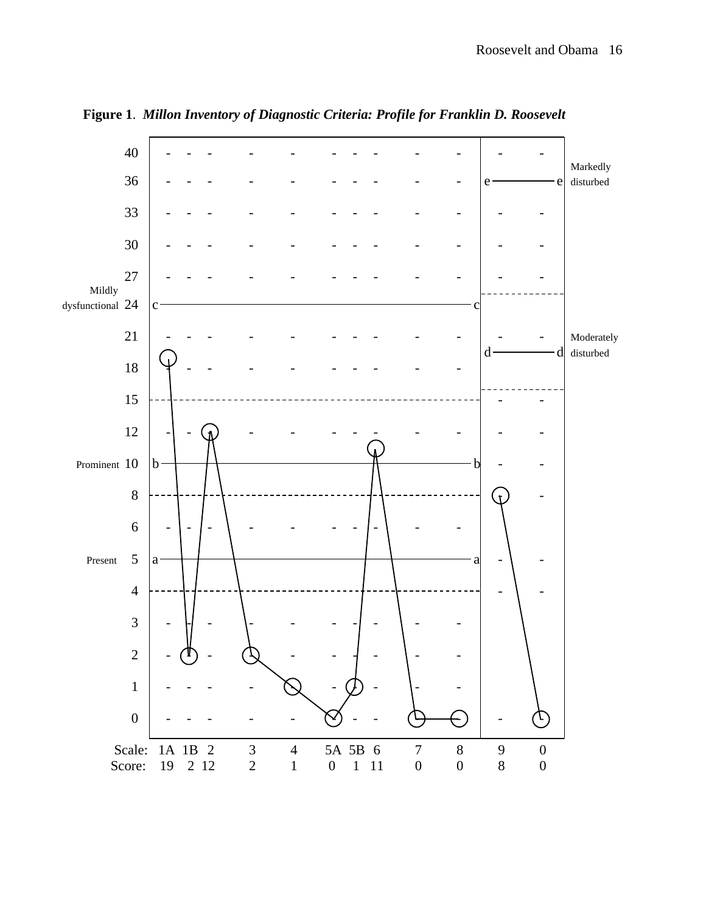**Figure 1**. ***Millon Inventory of Diagnostic Criteria: Profile for Franklin D. Roosevelt***

| Scale: | 1A | 1B | 2 | 3 | 4 | 5A | 5B | 6 | 7 | 8 | 9 | 0 |
|---|---|---|---|---|---|---|---|---|---|---|---|---|
| Score: | 19 | 2 | 12 | 2 | 1 | 0 | 1 | 11 | 0 | 0 | 8 | 0 |

Thresholds shown on chart: Present (5, line a), Prominent (10, line b), Mildly dysfunctional (24, line c), Moderately disturbed (line d, scales 9 and 0), Markedly disturbed (line e, scales 9 and 0).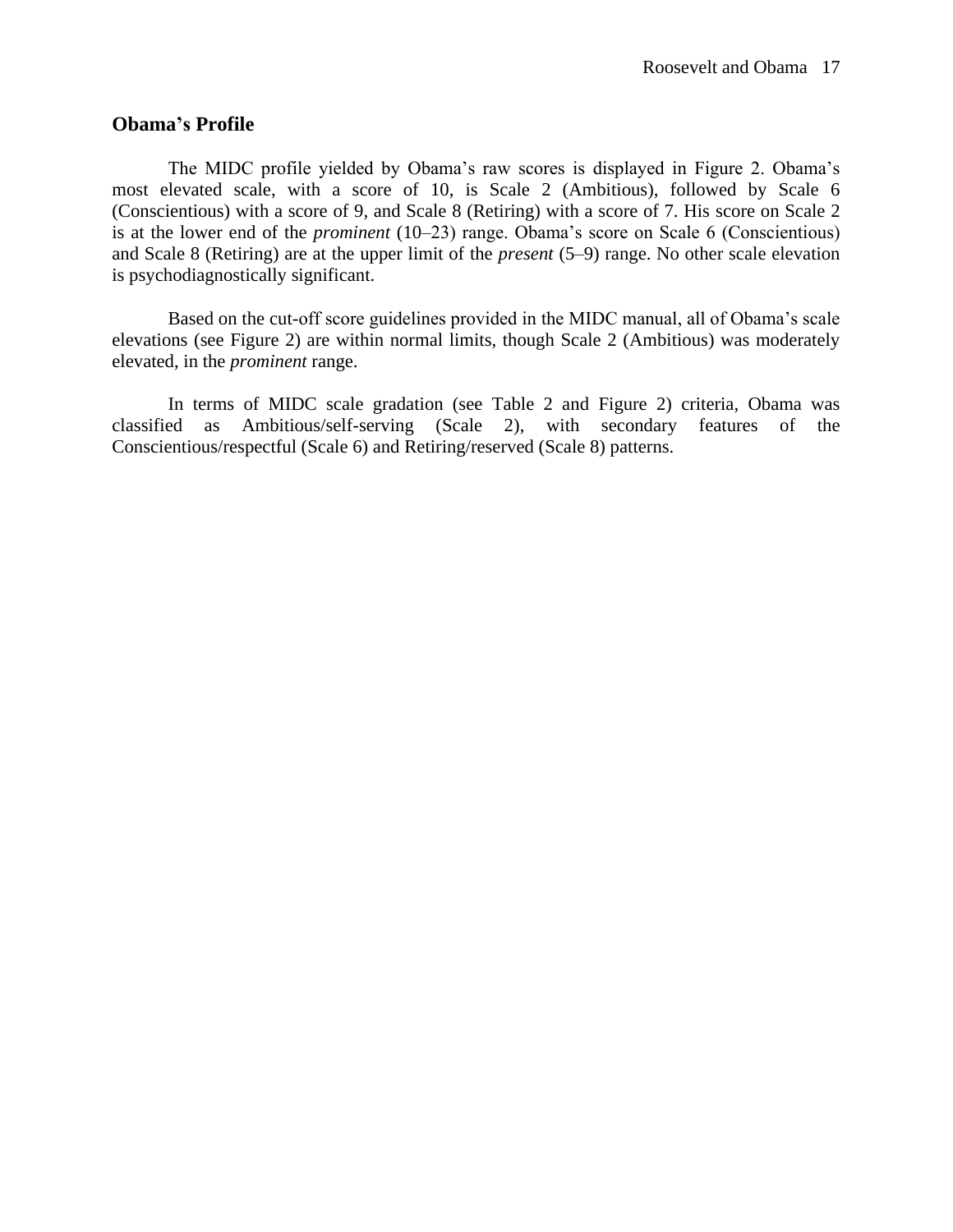## Obama's Profile

The MIDC profile yielded by Obama's raw scores is displayed in Figure 2. Obama's most elevated scale, with a score of 10, is Scale 2 (Ambitious), followed by Scale 6 (Conscientious) with a score of 9, and Scale 8 (Retiring) with a score of 7. His score on Scale 2 is at the lower end of the *prominent* (10–23) range. Obama's score on Scale 6 (Conscientious) and Scale 8 (Retiring) are at the upper limit of the *present* (5–9) range. No other scale elevation is psychodiagnostically significant.

Based on the cut-off score guidelines provided in the MIDC manual, all of Obama's scale elevations (see Figure 2) are within normal limits, though Scale 2 (Ambitious) was moderately elevated, in the *prominent* range.

In terms of MIDC scale gradation (see Table 2 and Figure 2) criteria, Obama was classified as Ambitious/self-serving (Scale 2), with secondary features of the Conscientious/respectful (Scale 6) and Retiring/reserved (Scale 8) patterns.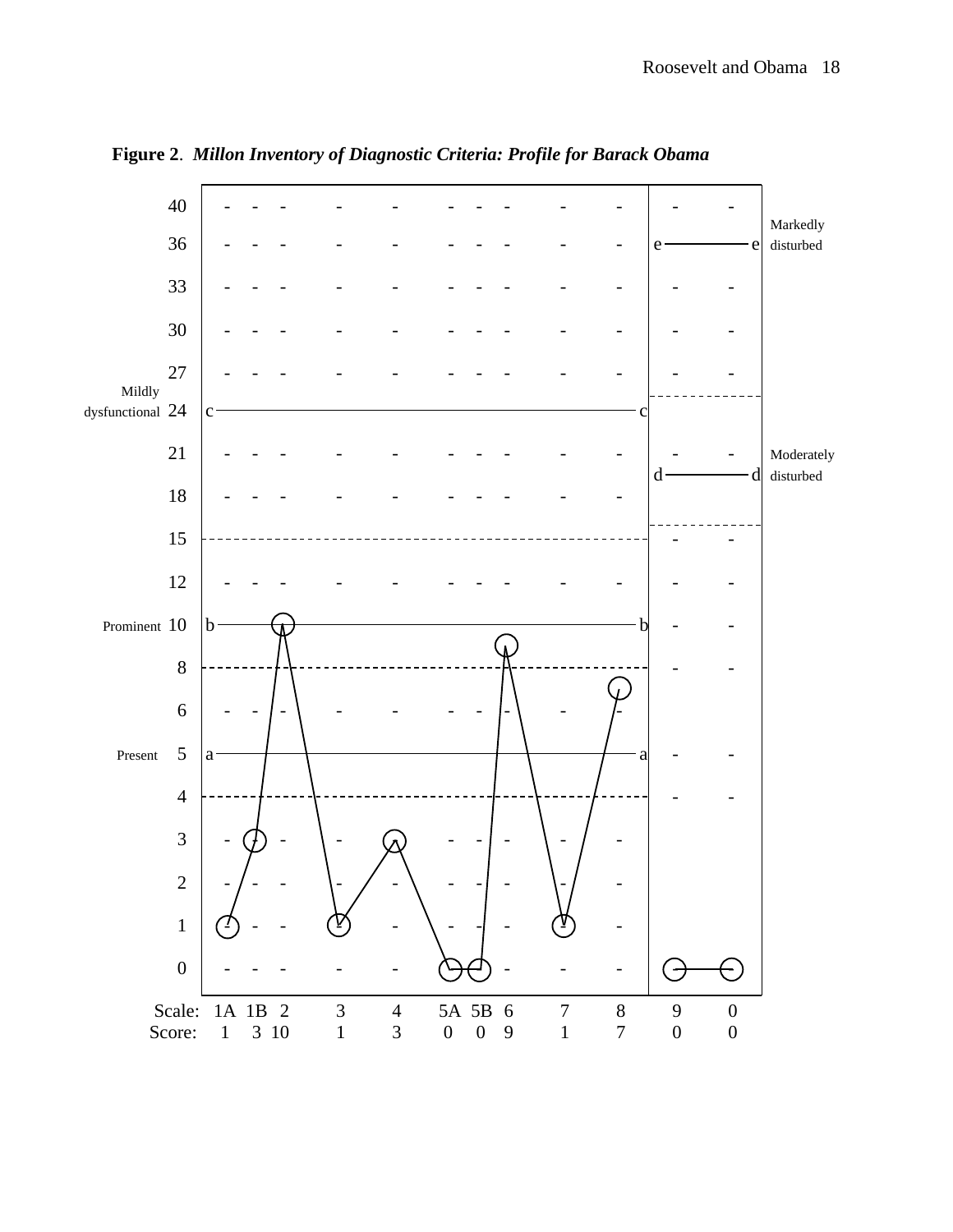**Figure 2**. ***Millon Inventory of Diagnostic Criteria: Profile for Barack Obama***

| Scale: | 1A | 1B | 2 | 3 | 4 | 5A | 5B | 6 | 7 | 8 | 9 | 0 |
|---|---|---|---|---|---|---|---|---|---|---|---|---|
| Score: | 1 | 3 | 10 | 1 | 3 | 0 | 0 | 9 | 1 | 7 | 0 | 0 |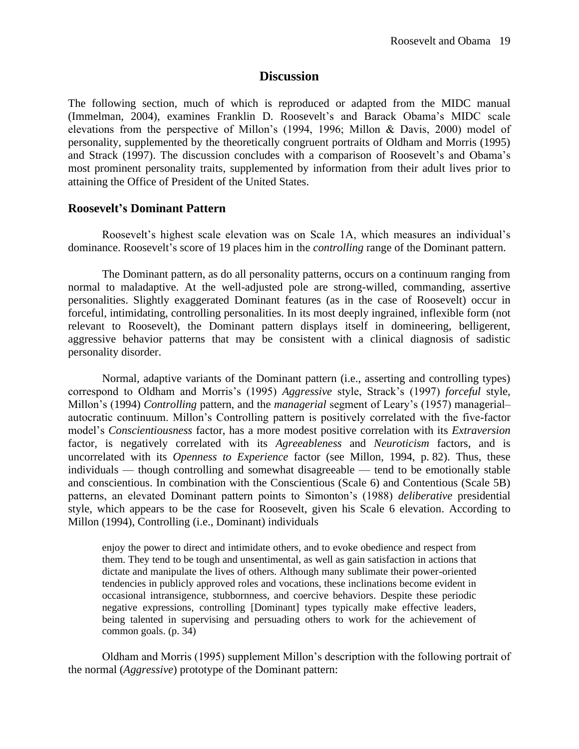## Discussion

The following section, much of which is reproduced or adapted from the MIDC manual (Immelman, 2004), examines Franklin D. Roosevelt's and Barack Obama's MIDC scale elevations from the perspective of Millon's (1994, 1996; Millon & Davis, 2000) model of personality, supplemented by the theoretically congruent portraits of Oldham and Morris (1995) and Strack (1997). The discussion concludes with a comparison of Roosevelt's and Obama's most prominent personality traits, supplemented by information from their adult lives prior to attaining the Office of President of the United States.

### Roosevelt's Dominant Pattern

Roosevelt's highest scale elevation was on Scale 1A, which measures an individual's dominance. Roosevelt's score of 19 places him in the *controlling* range of the Dominant pattern.

The Dominant pattern, as do all personality patterns, occurs on a continuum ranging from normal to maladaptive. At the well-adjusted pole are strong-willed, commanding, assertive personalities. Slightly exaggerated Dominant features (as in the case of Roosevelt) occur in forceful, intimidating, controlling personalities. In its most deeply ingrained, inflexible form (not relevant to Roosevelt), the Dominant pattern displays itself in domineering, belligerent, aggressive behavior patterns that may be consistent with a clinical diagnosis of sadistic personality disorder.

Normal, adaptive variants of the Dominant pattern (i.e., asserting and controlling types) correspond to Oldham and Morris's (1995) *Aggressive* style, Strack's (1997) *forceful* style, Millon's (1994) *Controlling* pattern, and the *managerial* segment of Leary's (1957) managerial–autocratic continuum. Millon's Controlling pattern is positively correlated with the five-factor model's *Conscientiousness* factor, has a more modest positive correlation with its *Extraversion* factor, is negatively correlated with its *Agreeableness* and *Neuroticism* factors, and is uncorrelated with its *Openness to Experience* factor (see Millon, 1994, p. 82). Thus, these individuals — though controlling and somewhat disagreeable — tend to be emotionally stable and conscientious. In combination with the Conscientious (Scale 6) and Contentious (Scale 5B) patterns, an elevated Dominant pattern points to Simonton's (1988) *deliberative* presidential style, which appears to be the case for Roosevelt, given his Scale 6 elevation. According to Millon (1994), Controlling (i.e., Dominant) individuals

> enjoy the power to direct and intimidate others, and to evoke obedience and respect from them. They tend to be tough and unsentimental, as well as gain satisfaction in actions that dictate and manipulate the lives of others. Although many sublimate their power-oriented tendencies in publicly approved roles and vocations, these inclinations become evident in occasional intransigence, stubbornness, and coercive behaviors. Despite these periodic negative expressions, controlling [Dominant] types typically make effective leaders, being talented in supervising and persuading others to work for the achievement of common goals. (p. 34)

Oldham and Morris (1995) supplement Millon's description with the following portrait of the normal (*Aggressive*) prototype of the Dominant pattern: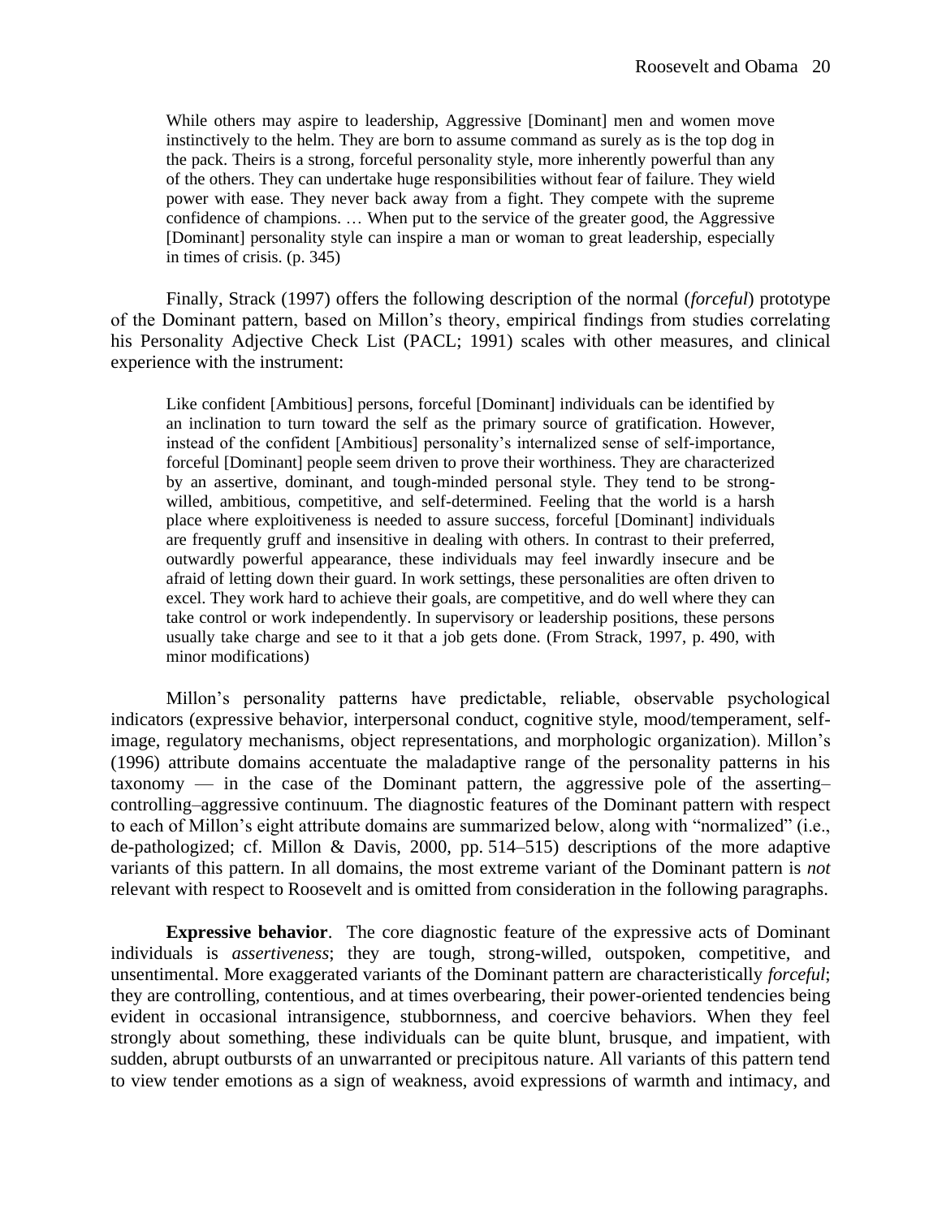> While others may aspire to leadership, Aggressive [Dominant] men and women move instinctively to the helm. They are born to assume command as surely as is the top dog in the pack. Theirs is a strong, forceful personality style, more inherently powerful than any of the others. They can undertake huge responsibilities without fear of failure. They wield power with ease. They never back away from a fight. They compete with the supreme confidence of champions. … When put to the service of the greater good, the Aggressive [Dominant] personality style can inspire a man or woman to great leadership, especially in times of crisis. (p. 345)

Finally, Strack (1997) offers the following description of the normal (*forceful*) prototype of the Dominant pattern, based on Millon's theory, empirical findings from studies correlating his Personality Adjective Check List (PACL; 1991) scales with other measures, and clinical experience with the instrument:

> Like confident [Ambitious] persons, forceful [Dominant] individuals can be identified by an inclination to turn toward the self as the primary source of gratification. However, instead of the confident [Ambitious] personality's internalized sense of self-importance, forceful [Dominant] people seem driven to prove their worthiness. They are characterized by an assertive, dominant, and tough-minded personal style. They tend to be strong-willed, ambitious, competitive, and self-determined. Feeling that the world is a harsh place where exploitiveness is needed to assure success, forceful [Dominant] individuals are frequently gruff and insensitive in dealing with others. In contrast to their preferred, outwardly powerful appearance, these individuals may feel inwardly insecure and be afraid of letting down their guard. In work settings, these personalities are often driven to excel. They work hard to achieve their goals, are competitive, and do well where they can take control or work independently. In supervisory or leadership positions, these persons usually take charge and see to it that a job gets done. (From Strack, 1997, p. 490, with minor modifications)

Millon's personality patterns have predictable, reliable, observable psychological indicators (expressive behavior, interpersonal conduct, cognitive style, mood/temperament, self-image, regulatory mechanisms, object representations, and morphologic organization). Millon's (1996) attribute domains accentuate the maladaptive range of the personality patterns in his taxonomy — in the case of the Dominant pattern, the aggressive pole of the asserting–controlling–aggressive continuum. The diagnostic features of the Dominant pattern with respect to each of Millon's eight attribute domains are summarized below, along with "normalized" (i.e., de-pathologized; cf. Millon & Davis, 2000, pp. 514–515) descriptions of the more adaptive variants of this pattern. In all domains, the most extreme variant of the Dominant pattern is *not* relevant with respect to Roosevelt and is omitted from consideration in the following paragraphs.

**Expressive behavior**. The core diagnostic feature of the expressive acts of Dominant individuals is *assertiveness*; they are tough, strong-willed, outspoken, competitive, and unsentimental. More exaggerated variants of the Dominant pattern are characteristically *forceful*; they are controlling, contentious, and at times overbearing, their power-oriented tendencies being evident in occasional intransigence, stubbornness, and coercive behaviors. When they feel strongly about something, these individuals can be quite blunt, brusque, and impatient, with sudden, abrupt outbursts of an unwarranted or precipitous nature. All variants of this pattern tend to view tender emotions as a sign of weakness, avoid expressions of warmth and intimacy, and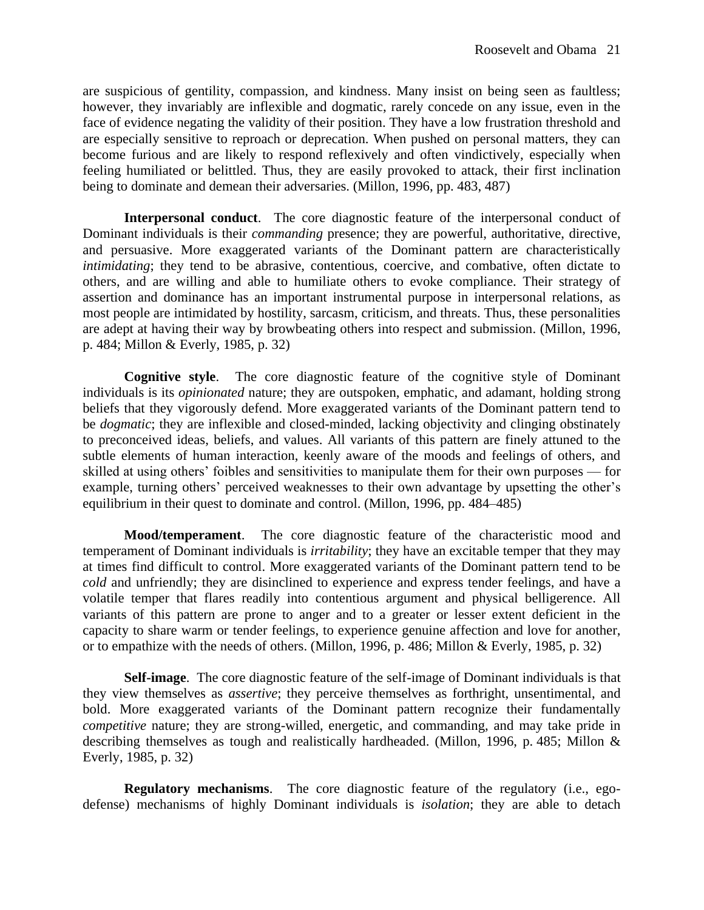are suspicious of gentility, compassion, and kindness. Many insist on being seen as faultless; however, they invariably are inflexible and dogmatic, rarely concede on any issue, even in the face of evidence negating the validity of their position. They have a low frustration threshold and are especially sensitive to reproach or deprecation. When pushed on personal matters, they can become furious and are likely to respond reflexively and often vindictively, especially when feeling humiliated or belittled. Thus, they are easily provoked to attack, their first inclination being to dominate and demean their adversaries. (Millon, 1996, pp. 483, 487)

**Interpersonal conduct**. The core diagnostic feature of the interpersonal conduct of Dominant individuals is their *commanding* presence; they are powerful, authoritative, directive, and persuasive. More exaggerated variants of the Dominant pattern are characteristically *intimidating*; they tend to be abrasive, contentious, coercive, and combative, often dictate to others, and are willing and able to humiliate others to evoke compliance. Their strategy of assertion and dominance has an important instrumental purpose in interpersonal relations, as most people are intimidated by hostility, sarcasm, criticism, and threats. Thus, these personalities are adept at having their way by browbeating others into respect and submission. (Millon, 1996, p. 484; Millon & Everly, 1985, p. 32)

**Cognitive style**. The core diagnostic feature of the cognitive style of Dominant individuals is its *opinionated* nature; they are outspoken, emphatic, and adamant, holding strong beliefs that they vigorously defend. More exaggerated variants of the Dominant pattern tend to be *dogmatic*; they are inflexible and closed-minded, lacking objectivity and clinging obstinately to preconceived ideas, beliefs, and values. All variants of this pattern are finely attuned to the subtle elements of human interaction, keenly aware of the moods and feelings of others, and skilled at using others' foibles and sensitivities to manipulate them for their own purposes — for example, turning others' perceived weaknesses to their own advantage by upsetting the other's equilibrium in their quest to dominate and control. (Millon, 1996, pp. 484–485)

**Mood/temperament**. The core diagnostic feature of the characteristic mood and temperament of Dominant individuals is *irritability*; they have an excitable temper that they may at times find difficult to control. More exaggerated variants of the Dominant pattern tend to be *cold* and unfriendly; they are disinclined to experience and express tender feelings, and have a volatile temper that flares readily into contentious argument and physical belligerence. All variants of this pattern are prone to anger and to a greater or lesser extent deficient in the capacity to share warm or tender feelings, to experience genuine affection and love for another, or to empathize with the needs of others. (Millon, 1996, p. 486; Millon & Everly, 1985, p. 32)

**Self-image**. The core diagnostic feature of the self-image of Dominant individuals is that they view themselves as *assertive*; they perceive themselves as forthright, unsentimental, and bold. More exaggerated variants of the Dominant pattern recognize their fundamentally *competitive* nature; they are strong-willed, energetic, and commanding, and may take pride in describing themselves as tough and realistically hardheaded. (Millon, 1996, p. 485; Millon & Everly, 1985, p. 32)

**Regulatory mechanisms**. The core diagnostic feature of the regulatory (i.e., ego-defense) mechanisms of highly Dominant individuals is *isolation*; they are able to detach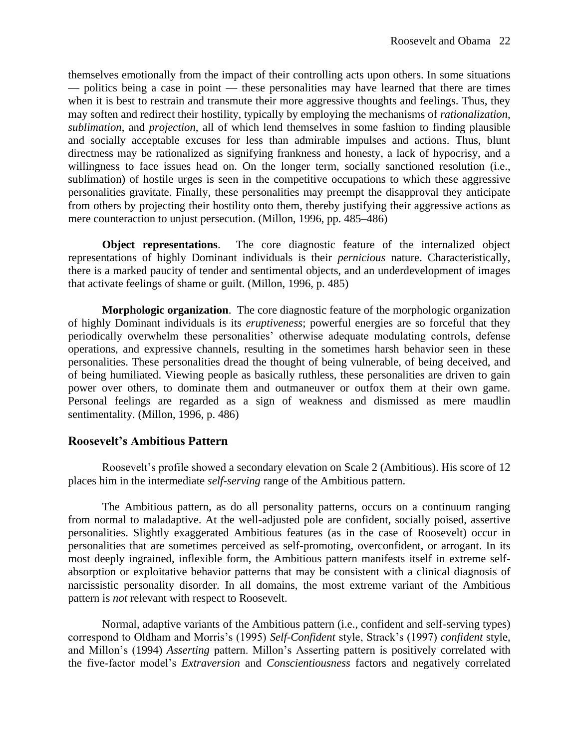themselves emotionally from the impact of their controlling acts upon others. In some situations — politics being a case in point — these personalities may have learned that there are times when it is best to restrain and transmute their more aggressive thoughts and feelings. Thus, they may soften and redirect their hostility, typically by employing the mechanisms of *rationalization*, *sublimation*, and *projection*, all of which lend themselves in some fashion to finding plausible and socially acceptable excuses for less than admirable impulses and actions. Thus, blunt directness may be rationalized as signifying frankness and honesty, a lack of hypocrisy, and a willingness to face issues head on. On the longer term, socially sanctioned resolution (i.e., sublimation) of hostile urges is seen in the competitive occupations to which these aggressive personalities gravitate. Finally, these personalities may preempt the disapproval they anticipate from others by projecting their hostility onto them, thereby justifying their aggressive actions as mere counteraction to unjust persecution. (Millon, 1996, pp. 485–486)

**Object representations**. The core diagnostic feature of the internalized object representations of highly Dominant individuals is their *pernicious* nature. Characteristically, there is a marked paucity of tender and sentimental objects, and an underdevelopment of images that activate feelings of shame or guilt. (Millon, 1996, p. 485)

**Morphologic organization**. The core diagnostic feature of the morphologic organization of highly Dominant individuals is its *eruptiveness*; powerful energies are so forceful that they periodically overwhelm these personalities' otherwise adequate modulating controls, defense operations, and expressive channels, resulting in the sometimes harsh behavior seen in these personalities. These personalities dread the thought of being vulnerable, of being deceived, and of being humiliated. Viewing people as basically ruthless, these personalities are driven to gain power over others, to dominate them and outmaneuver or outfox them at their own game. Personal feelings are regarded as a sign of weakness and dismissed as mere maudlin sentimentality. (Millon, 1996, p. 486)

## Roosevelt's Ambitious Pattern

Roosevelt's profile showed a secondary elevation on Scale 2 (Ambitious). His score of 12 places him in the intermediate *self-serving* range of the Ambitious pattern.

The Ambitious pattern, as do all personality patterns, occurs on a continuum ranging from normal to maladaptive. At the well-adjusted pole are confident, socially poised, assertive personalities. Slightly exaggerated Ambitious features (as in the case of Roosevelt) occur in personalities that are sometimes perceived as self-promoting, overconfident, or arrogant. In its most deeply ingrained, inflexible form, the Ambitious pattern manifests itself in extreme self-absorption or exploitative behavior patterns that may be consistent with a clinical diagnosis of narcissistic personality disorder. In all domains, the most extreme variant of the Ambitious pattern is *not* relevant with respect to Roosevelt.

Normal, adaptive variants of the Ambitious pattern (i.e., confident and self-serving types) correspond to Oldham and Morris's (1995) *Self-Confident* style, Strack's (1997) *confident* style, and Millon's (1994) *Asserting* pattern. Millon's Asserting pattern is positively correlated with the five-factor model's *Extraversion* and *Conscientiousness* factors and negatively correlated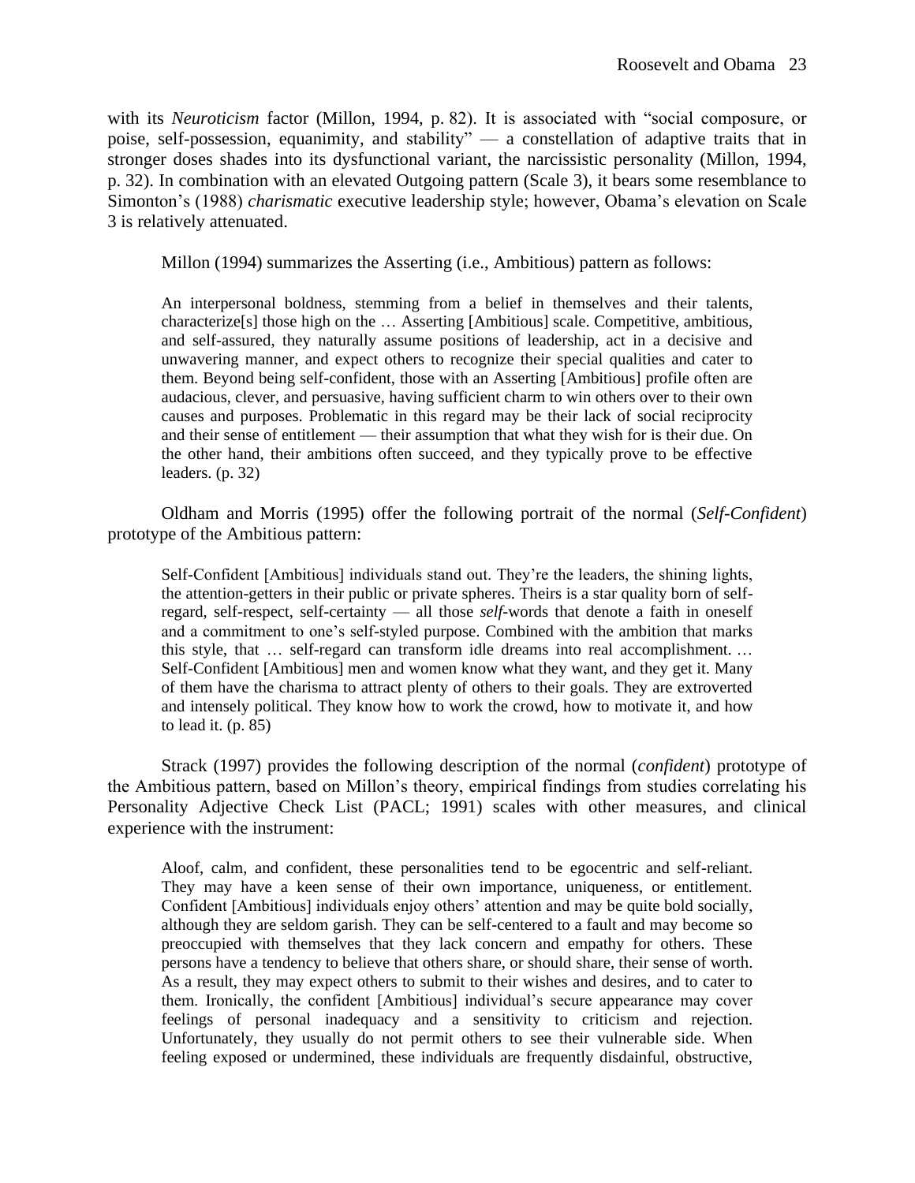with its *Neuroticism* factor (Millon, 1994, p. 82). It is associated with "social composure, or poise, self-possession, equanimity, and stability" — a constellation of adaptive traits that in stronger doses shades into its dysfunctional variant, the narcissistic personality (Millon, 1994, p. 32). In combination with an elevated Outgoing pattern (Scale 3), it bears some resemblance to Simonton's (1988) *charismatic* executive leadership style; however, Obama's elevation on Scale 3 is relatively attenuated.

Millon (1994) summarizes the Asserting (i.e., Ambitious) pattern as follows:

> An interpersonal boldness, stemming from a belief in themselves and their talents, characterize[s] those high on the … Asserting [Ambitious] scale. Competitive, ambitious, and self-assured, they naturally assume positions of leadership, act in a decisive and unwavering manner, and expect others to recognize their special qualities and cater to them. Beyond being self-confident, those with an Asserting [Ambitious] profile often are audacious, clever, and persuasive, having sufficient charm to win others over to their own causes and purposes. Problematic in this regard may be their lack of social reciprocity and their sense of entitlement — their assumption that what they wish for is their due. On the other hand, their ambitions often succeed, and they typically prove to be effective leaders. (p. 32)

Oldham and Morris (1995) offer the following portrait of the normal (*Self-Confident*) prototype of the Ambitious pattern:

> Self-Confident [Ambitious] individuals stand out. They're the leaders, the shining lights, the attention-getters in their public or private spheres. Theirs is a star quality born of self-regard, self-respect, self-certainty — all those *self*-words that denote a faith in oneself and a commitment to one's self-styled purpose. Combined with the ambition that marks this style, that … self-regard can transform idle dreams into real accomplishment. … Self-Confident [Ambitious] men and women know what they want, and they get it. Many of them have the charisma to attract plenty of others to their goals. They are extroverted and intensely political. They know how to work the crowd, how to motivate it, and how to lead it. (p. 85)

Strack (1997) provides the following description of the normal (*confident*) prototype of the Ambitious pattern, based on Millon's theory, empirical findings from studies correlating his Personality Adjective Check List (PACL; 1991) scales with other measures, and clinical experience with the instrument:

> Aloof, calm, and confident, these personalities tend to be egocentric and self-reliant. They may have a keen sense of their own importance, uniqueness, or entitlement. Confident [Ambitious] individuals enjoy others' attention and may be quite bold socially, although they are seldom garish. They can be self-centered to a fault and may become so preoccupied with themselves that they lack concern and empathy for others. These persons have a tendency to believe that others share, or should share, their sense of worth. As a result, they may expect others to submit to their wishes and desires, and to cater to them. Ironically, the confident [Ambitious] individual's secure appearance may cover feelings of personal inadequacy and a sensitivity to criticism and rejection. Unfortunately, they usually do not permit others to see their vulnerable side. When feeling exposed or undermined, these individuals are frequently disdainful, obstructive,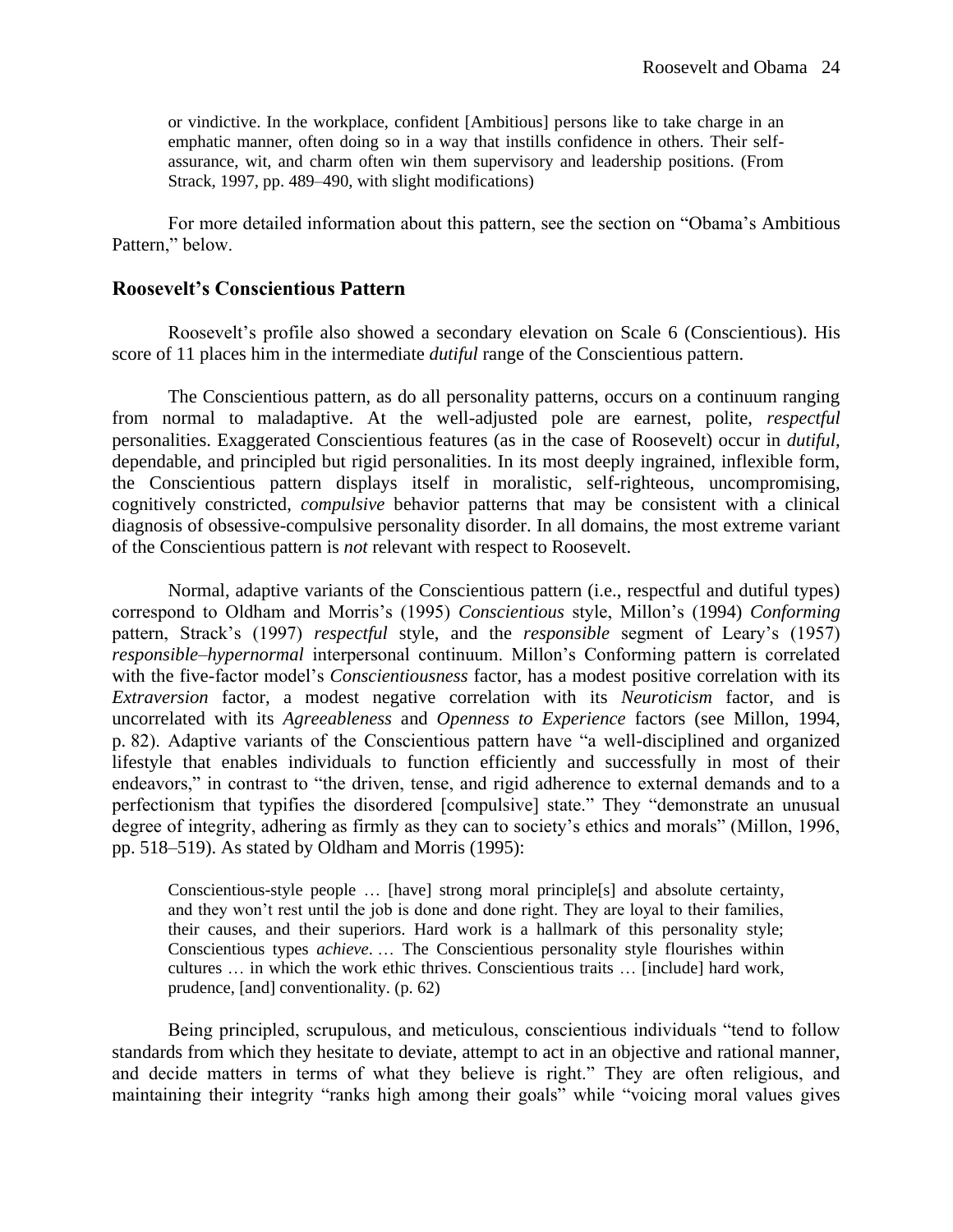> or vindictive. In the workplace, confident [Ambitious] persons like to take charge in an emphatic manner, often doing so in a way that instills confidence in others. Their self-assurance, wit, and charm often win them supervisory and leadership positions. (From Strack, 1997, pp. 489–490, with slight modifications)

For more detailed information about this pattern, see the section on "Obama's Ambitious Pattern," below.

### Roosevelt's Conscientious Pattern

Roosevelt's profile also showed a secondary elevation on Scale 6 (Conscientious). His score of 11 places him in the intermediate *dutiful* range of the Conscientious pattern.

The Conscientious pattern, as do all personality patterns, occurs on a continuum ranging from normal to maladaptive. At the well-adjusted pole are earnest, polite, *respectful* personalities. Exaggerated Conscientious features (as in the case of Roosevelt) occur in *dutiful*, dependable, and principled but rigid personalities. In its most deeply ingrained, inflexible form, the Conscientious pattern displays itself in moralistic, self-righteous, uncompromising, cognitively constricted, *compulsive* behavior patterns that may be consistent with a clinical diagnosis of obsessive-compulsive personality disorder. In all domains, the most extreme variant of the Conscientious pattern is *not* relevant with respect to Roosevelt.

Normal, adaptive variants of the Conscientious pattern (i.e., respectful and dutiful types) correspond to Oldham and Morris's (1995) *Conscientious* style, Millon's (1994) *Conforming* pattern, Strack's (1997) *respectful* style, and the *responsible* segment of Leary's (1957) *responsible–hypernormal* interpersonal continuum. Millon's Conforming pattern is correlated with the five-factor model's *Conscientiousness* factor, has a modest positive correlation with its *Extraversion* factor, a modest negative correlation with its *Neuroticism* factor, and is uncorrelated with its *Agreeableness* and *Openness to Experience* factors (see Millon, 1994, p. 82). Adaptive variants of the Conscientious pattern have "a well-disciplined and organized lifestyle that enables individuals to function efficiently and successfully in most of their endeavors," in contrast to "the driven, tense, and rigid adherence to external demands and to a perfectionism that typifies the disordered [compulsive] state." They "demonstrate an unusual degree of integrity, adhering as firmly as they can to society's ethics and morals" (Millon, 1996, pp. 518–519). As stated by Oldham and Morris (1995):

> Conscientious-style people … [have] strong moral principle[s] and absolute certainty, and they won't rest until the job is done and done right. They are loyal to their families, their causes, and their superiors. Hard work is a hallmark of this personality style; Conscientious types *achieve*. … The Conscientious personality style flourishes within cultures … in which the work ethic thrives. Conscientious traits … [include] hard work, prudence, [and] conventionality. (p. 62)

Being principled, scrupulous, and meticulous, conscientious individuals "tend to follow standards from which they hesitate to deviate, attempt to act in an objective and rational manner, and decide matters in terms of what they believe is right." They are often religious, and maintaining their integrity "ranks high among their goals" while "voicing moral values gives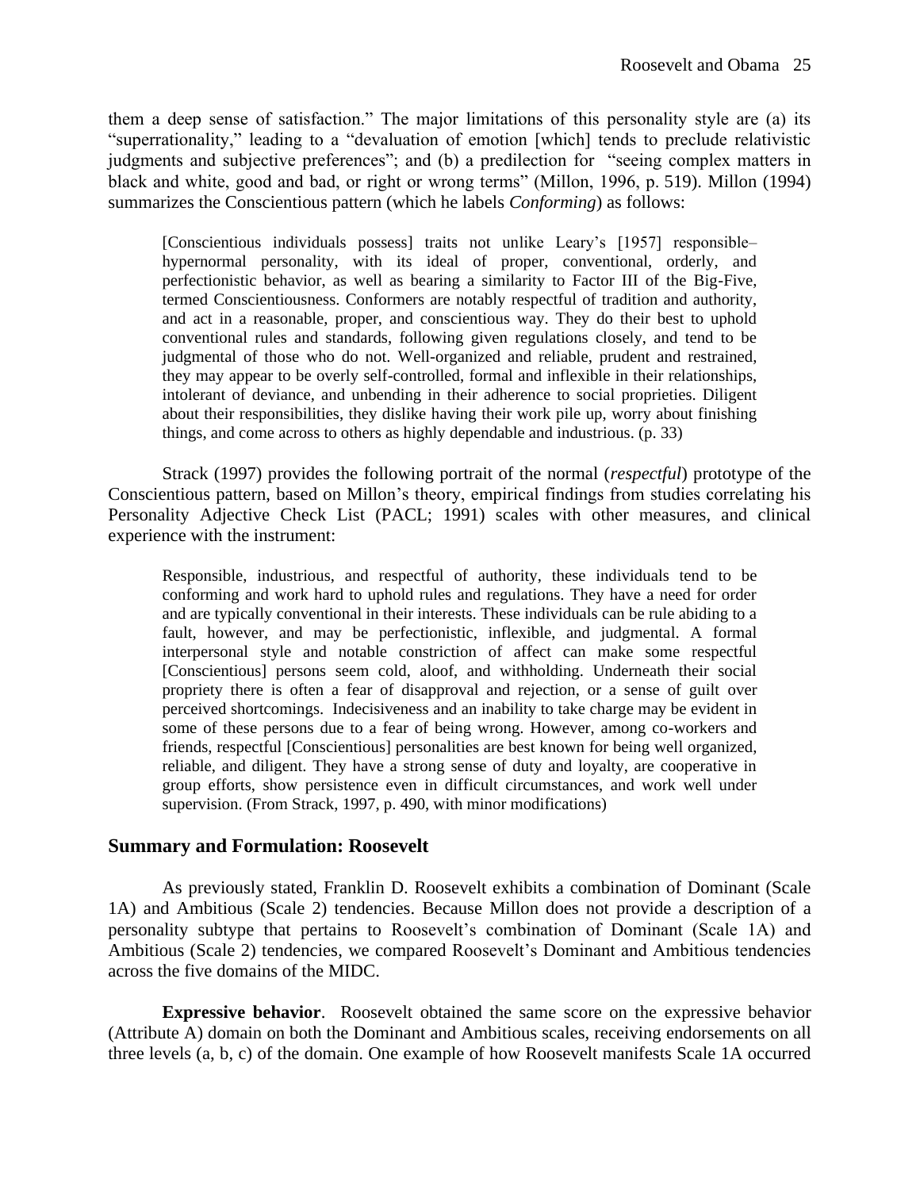them a deep sense of satisfaction." The major limitations of this personality style are (a) its "superrationality," leading to a "devaluation of emotion [which] tends to preclude relativistic judgments and subjective preferences"; and (b) a predilection for "seeing complex matters in black and white, good and bad, or right or wrong terms" (Millon, 1996, p. 519). Millon (1994) summarizes the Conscientious pattern (which he labels *Conforming*) as follows:

> [Conscientious individuals possess] traits not unlike Leary's [1957] responsible–hypernormal personality, with its ideal of proper, conventional, orderly, and perfectionistic behavior, as well as bearing a similarity to Factor III of the Big-Five, termed Conscientiousness. Conformers are notably respectful of tradition and authority, and act in a reasonable, proper, and conscientious way. They do their best to uphold conventional rules and standards, following given regulations closely, and tend to be judgmental of those who do not. Well-organized and reliable, prudent and restrained, they may appear to be overly self-controlled, formal and inflexible in their relationships, intolerant of deviance, and unbending in their adherence to social proprieties. Diligent about their responsibilities, they dislike having their work pile up, worry about finishing things, and come across to others as highly dependable and industrious. (p. 33)

Strack (1997) provides the following portrait of the normal (*respectful*) prototype of the Conscientious pattern, based on Millon's theory, empirical findings from studies correlating his Personality Adjective Check List (PACL; 1991) scales with other measures, and clinical experience with the instrument:

> Responsible, industrious, and respectful of authority, these individuals tend to be conforming and work hard to uphold rules and regulations. They have a need for order and are typically conventional in their interests. These individuals can be rule abiding to a fault, however, and may be perfectionistic, inflexible, and judgmental. A formal interpersonal style and notable constriction of affect can make some respectful [Conscientious] persons seem cold, aloof, and withholding. Underneath their social propriety there is often a fear of disapproval and rejection, or a sense of guilt over perceived shortcomings. Indecisiveness and an inability to take charge may be evident in some of these persons due to a fear of being wrong. However, among co-workers and friends, respectful [Conscientious] personalities are best known for being well organized, reliable, and diligent. They have a strong sense of duty and loyalty, are cooperative in group efforts, show persistence even in difficult circumstances, and work well under supervision. (From Strack, 1997, p. 490, with minor modifications)

## Summary and Formulation: Roosevelt

As previously stated, Franklin D. Roosevelt exhibits a combination of Dominant (Scale 1A) and Ambitious (Scale 2) tendencies. Because Millon does not provide a description of a personality subtype that pertains to Roosevelt's combination of Dominant (Scale 1A) and Ambitious (Scale 2) tendencies, we compared Roosevelt's Dominant and Ambitious tendencies across the five domains of the MIDC.

**Expressive behavior**. Roosevelt obtained the same score on the expressive behavior (Attribute A) domain on both the Dominant and Ambitious scales, receiving endorsements on all three levels (a, b, c) of the domain. One example of how Roosevelt manifests Scale 1A occurred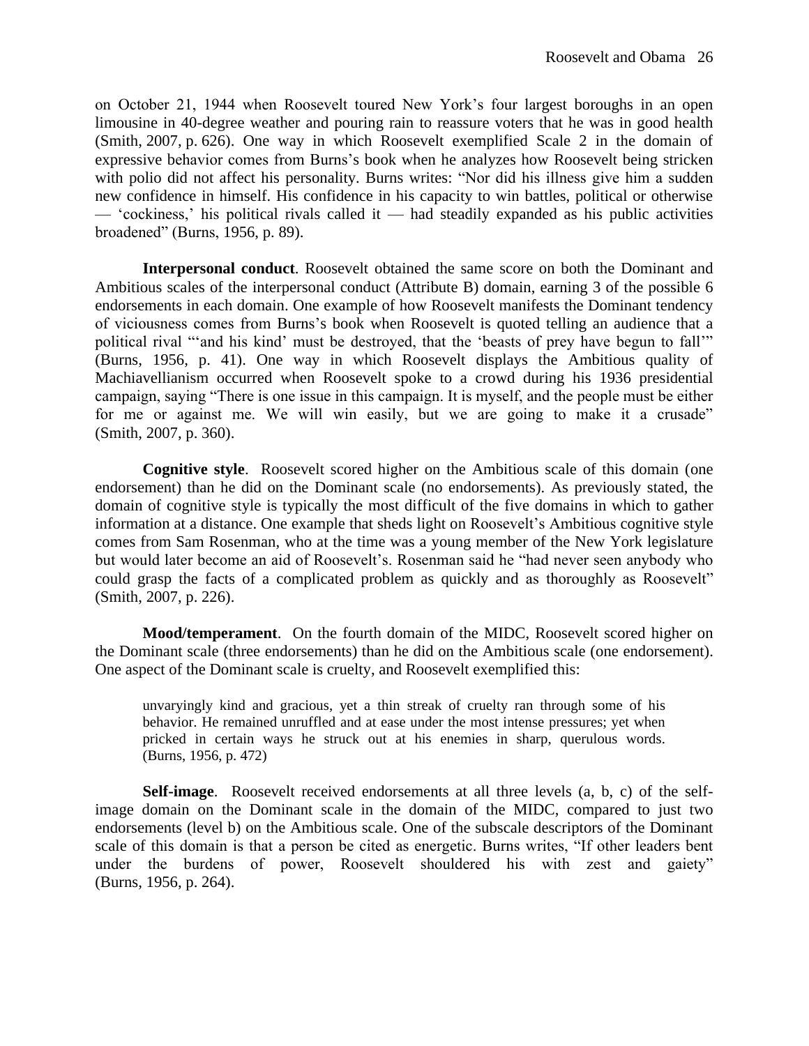on October 21, 1944 when Roosevelt toured New York's four largest boroughs in an open limousine in 40-degree weather and pouring rain to reassure voters that he was in good health (Smith, 2007, p. 626). One way in which Roosevelt exemplified Scale 2 in the domain of expressive behavior comes from Burns's book when he analyzes how Roosevelt being stricken with polio did not affect his personality. Burns writes: "Nor did his illness give him a sudden new confidence in himself. His confidence in his capacity to win battles, political or otherwise — 'cockiness,' his political rivals called it — had steadily expanded as his public activities broadened" (Burns, 1956, p. 89).

**Interpersonal conduct**. Roosevelt obtained the same score on both the Dominant and Ambitious scales of the interpersonal conduct (Attribute B) domain, earning 3 of the possible 6 endorsements in each domain. One example of how Roosevelt manifests the Dominant tendency of viciousness comes from Burns's book when Roosevelt is quoted telling an audience that a political rival "'and his kind' must be destroyed, that the 'beasts of prey have begun to fall'" (Burns, 1956, p. 41). One way in which Roosevelt displays the Ambitious quality of Machiavellianism occurred when Roosevelt spoke to a crowd during his 1936 presidential campaign, saying "There is one issue in this campaign. It is myself, and the people must be either for me or against me. We will win easily, but we are going to make it a crusade" (Smith, 2007, p. 360).

**Cognitive style**. Roosevelt scored higher on the Ambitious scale of this domain (one endorsement) than he did on the Dominant scale (no endorsements). As previously stated, the domain of cognitive style is typically the most difficult of the five domains in which to gather information at a distance. One example that sheds light on Roosevelt's Ambitious cognitive style comes from Sam Rosenman, who at the time was a young member of the New York legislature but would later become an aid of Roosevelt's. Rosenman said he "had never seen anybody who could grasp the facts of a complicated problem as quickly and as thoroughly as Roosevelt" (Smith, 2007, p. 226).

**Mood/temperament**. On the fourth domain of the MIDC, Roosevelt scored higher on the Dominant scale (three endorsements) than he did on the Ambitious scale (one endorsement). One aspect of the Dominant scale is cruelty, and Roosevelt exemplified this:

> unvaryingly kind and gracious, yet a thin streak of cruelty ran through some of his behavior. He remained unruffled and at ease under the most intense pressures; yet when pricked in certain ways he struck out at his enemies in sharp, querulous words. (Burns, 1956, p. 472)

**Self-image**. Roosevelt received endorsements at all three levels (a, b, c) of the self-image domain on the Dominant scale in the domain of the MIDC, compared to just two endorsements (level b) on the Ambitious scale. One of the subscale descriptors of the Dominant scale of this domain is that a person be cited as energetic. Burns writes, "If other leaders bent under the burdens of power, Roosevelt shouldered his with zest and gaiety" (Burns, 1956, p. 264).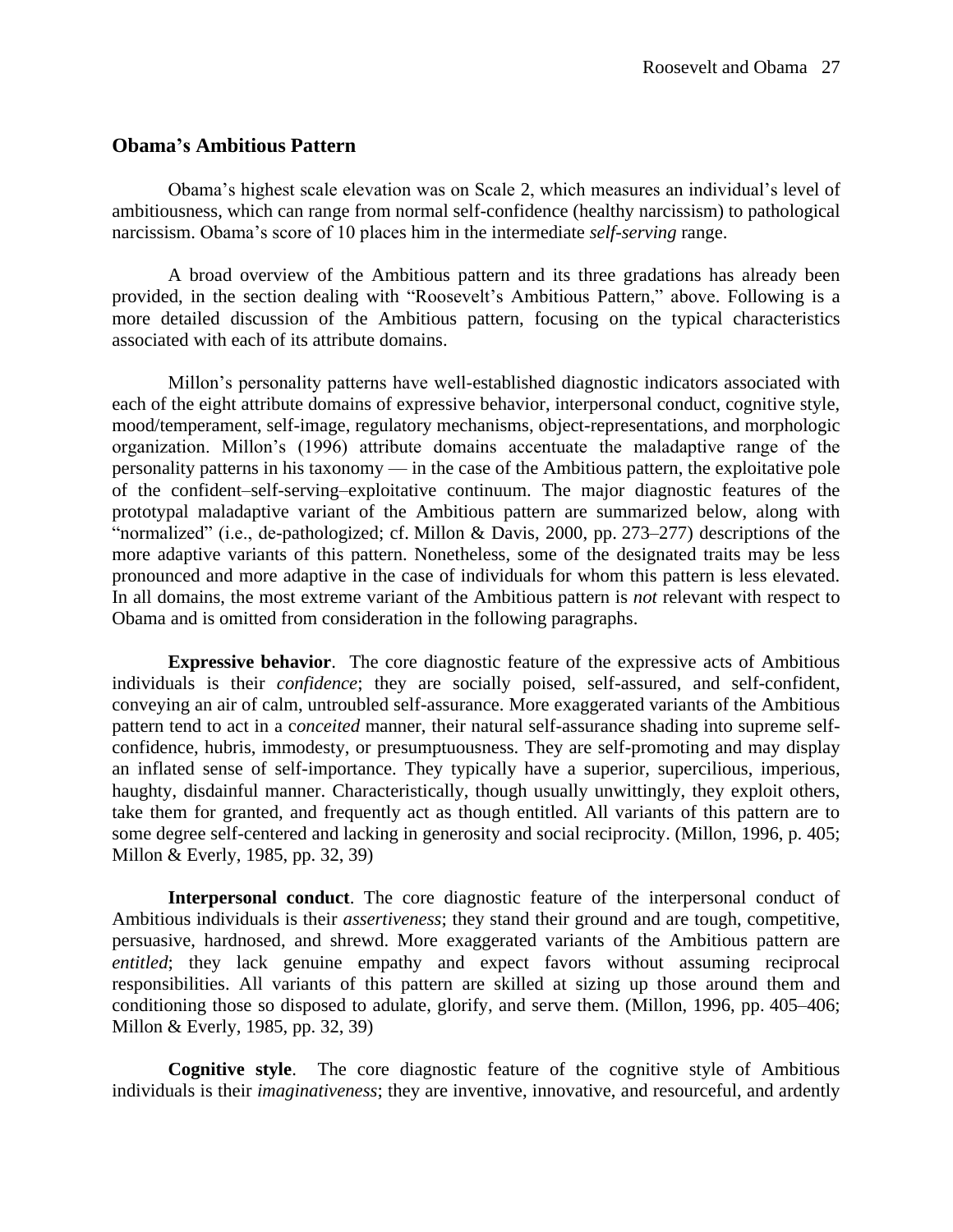## Obama's Ambitious Pattern

Obama's highest scale elevation was on Scale 2, which measures an individual's level of ambitiousness, which can range from normal self-confidence (healthy narcissism) to pathological narcissism. Obama's score of 10 places him in the intermediate *self-serving* range.

A broad overview of the Ambitious pattern and its three gradations has already been provided, in the section dealing with "Roosevelt's Ambitious Pattern," above. Following is a more detailed discussion of the Ambitious pattern, focusing on the typical characteristics associated with each of its attribute domains.

Millon's personality patterns have well-established diagnostic indicators associated with each of the eight attribute domains of expressive behavior, interpersonal conduct, cognitive style, mood/temperament, self-image, regulatory mechanisms, object-representations, and morphologic organization. Millon's (1996) attribute domains accentuate the maladaptive range of the personality patterns in his taxonomy — in the case of the Ambitious pattern, the exploitative pole of the confident–self-serving–exploitative continuum. The major diagnostic features of the prototypal maladaptive variant of the Ambitious pattern are summarized below, along with "normalized" (i.e., de-pathologized; cf. Millon & Davis, 2000, pp. 273–277) descriptions of the more adaptive variants of this pattern. Nonetheless, some of the designated traits may be less pronounced and more adaptive in the case of individuals for whom this pattern is less elevated. In all domains, the most extreme variant of the Ambitious pattern is *not* relevant with respect to Obama and is omitted from consideration in the following paragraphs.

**Expressive behavior**. The core diagnostic feature of the expressive acts of Ambitious individuals is their *confidence*; they are socially poised, self-assured, and self-confident, conveying an air of calm, untroubled self-assurance. More exaggerated variants of the Ambitious pattern tend to act in a c*onceited* manner, their natural self-assurance shading into supreme self-confidence, hubris, immodesty, or presumptuousness. They are self-promoting and may display an inflated sense of self-importance. They typically have a superior, supercilious, imperious, haughty, disdainful manner. Characteristically, though usually unwittingly, they exploit others, take them for granted, and frequently act as though entitled. All variants of this pattern are to some degree self-centered and lacking in generosity and social reciprocity. (Millon, 1996, p. 405; Millon & Everly, 1985, pp. 32, 39)

**Interpersonal conduct**. The core diagnostic feature of the interpersonal conduct of Ambitious individuals is their *assertiveness*; they stand their ground and are tough, competitive, persuasive, hardnosed, and shrewd. More exaggerated variants of the Ambitious pattern are *entitled*; they lack genuine empathy and expect favors without assuming reciprocal responsibilities. All variants of this pattern are skilled at sizing up those around them and conditioning those so disposed to adulate, glorify, and serve them. (Millon, 1996, pp. 405–406; Millon & Everly, 1985, pp. 32, 39)

**Cognitive style**. The core diagnostic feature of the cognitive style of Ambitious individuals is their *imaginativeness*; they are inventive, innovative, and resourceful, and ardently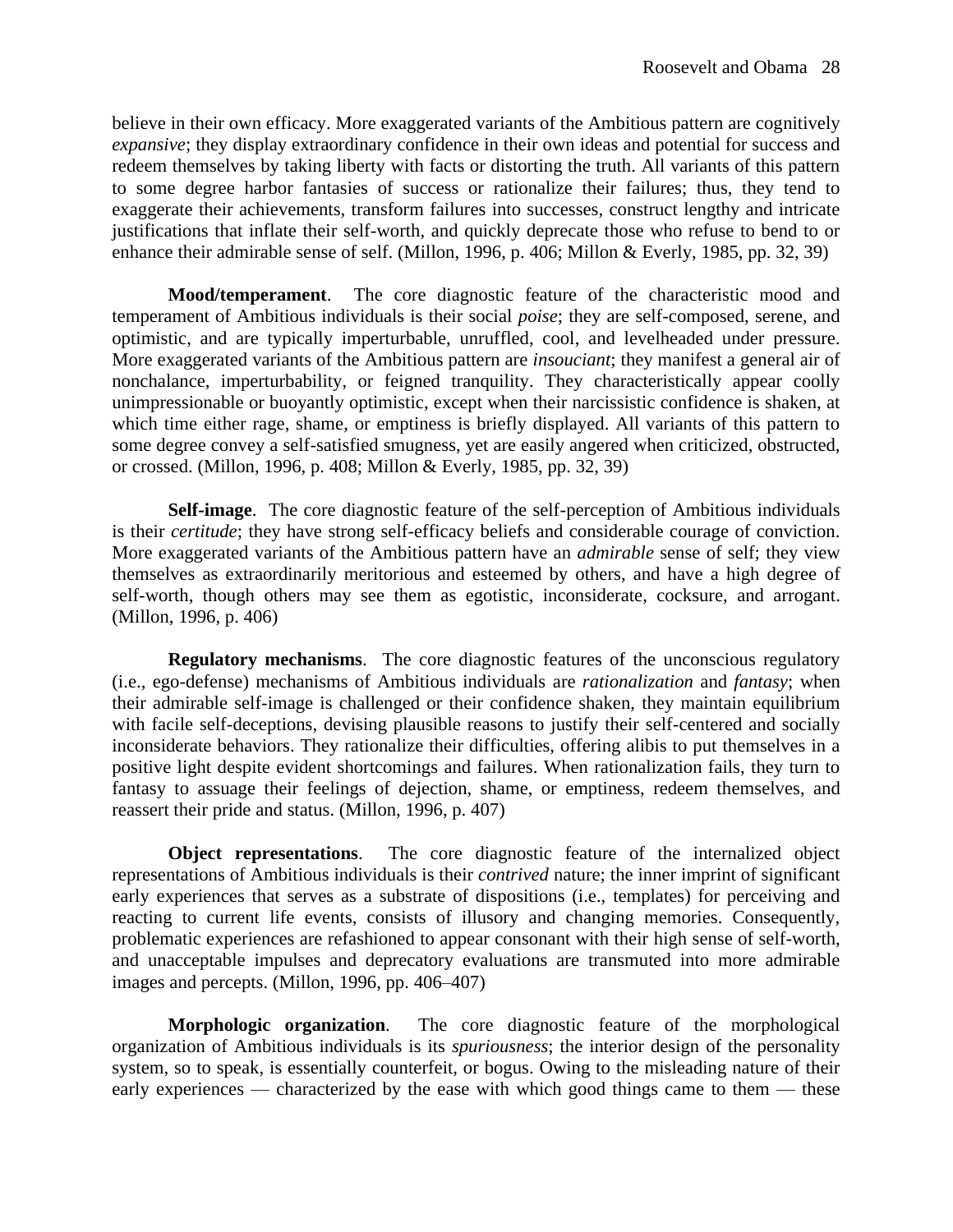believe in their own efficacy. More exaggerated variants of the Ambitious pattern are cognitively *expansive*; they display extraordinary confidence in their own ideas and potential for success and redeem themselves by taking liberty with facts or distorting the truth. All variants of this pattern to some degree harbor fantasies of success or rationalize their failures; thus, they tend to exaggerate their achievements, transform failures into successes, construct lengthy and intricate justifications that inflate their self-worth, and quickly deprecate those who refuse to bend to or enhance their admirable sense of self. (Millon, 1996, p. 406; Millon & Everly, 1985, pp. 32, 39)

**Mood/temperament**. The core diagnostic feature of the characteristic mood and temperament of Ambitious individuals is their social *poise*; they are self-composed, serene, and optimistic, and are typically imperturbable, unruffled, cool, and levelheaded under pressure. More exaggerated variants of the Ambitious pattern are *insouciant*; they manifest a general air of nonchalance, imperturbability, or feigned tranquility. They characteristically appear coolly unimpressionable or buoyantly optimistic, except when their narcissistic confidence is shaken, at which time either rage, shame, or emptiness is briefly displayed. All variants of this pattern to some degree convey a self-satisfied smugness, yet are easily angered when criticized, obstructed, or crossed. (Millon, 1996, p. 408; Millon & Everly, 1985, pp. 32, 39)

**Self-image**. The core diagnostic feature of the self-perception of Ambitious individuals is their *certitude*; they have strong self-efficacy beliefs and considerable courage of conviction. More exaggerated variants of the Ambitious pattern have an *admirable* sense of self; they view themselves as extraordinarily meritorious and esteemed by others, and have a high degree of self-worth, though others may see them as egotistic, inconsiderate, cocksure, and arrogant. (Millon, 1996, p. 406)

**Regulatory mechanisms**. The core diagnostic features of the unconscious regulatory (i.e., ego-defense) mechanisms of Ambitious individuals are *rationalization* and *fantasy*; when their admirable self-image is challenged or their confidence shaken, they maintain equilibrium with facile self-deceptions, devising plausible reasons to justify their self-centered and socially inconsiderate behaviors. They rationalize their difficulties, offering alibis to put themselves in a positive light despite evident shortcomings and failures. When rationalization fails, they turn to fantasy to assuage their feelings of dejection, shame, or emptiness, redeem themselves, and reassert their pride and status. (Millon, 1996, p. 407)

**Object representations**. The core diagnostic feature of the internalized object representations of Ambitious individuals is their *contrived* nature; the inner imprint of significant early experiences that serves as a substrate of dispositions (i.e., templates) for perceiving and reacting to current life events, consists of illusory and changing memories. Consequently, problematic experiences are refashioned to appear consonant with their high sense of self-worth, and unacceptable impulses and deprecatory evaluations are transmuted into more admirable images and percepts. (Millon, 1996, pp. 406–407)

**Morphologic organization**. The core diagnostic feature of the morphological organization of Ambitious individuals is its *spuriousness*; the interior design of the personality system, so to speak, is essentially counterfeit, or bogus. Owing to the misleading nature of their early experiences — characterized by the ease with which good things came to them — these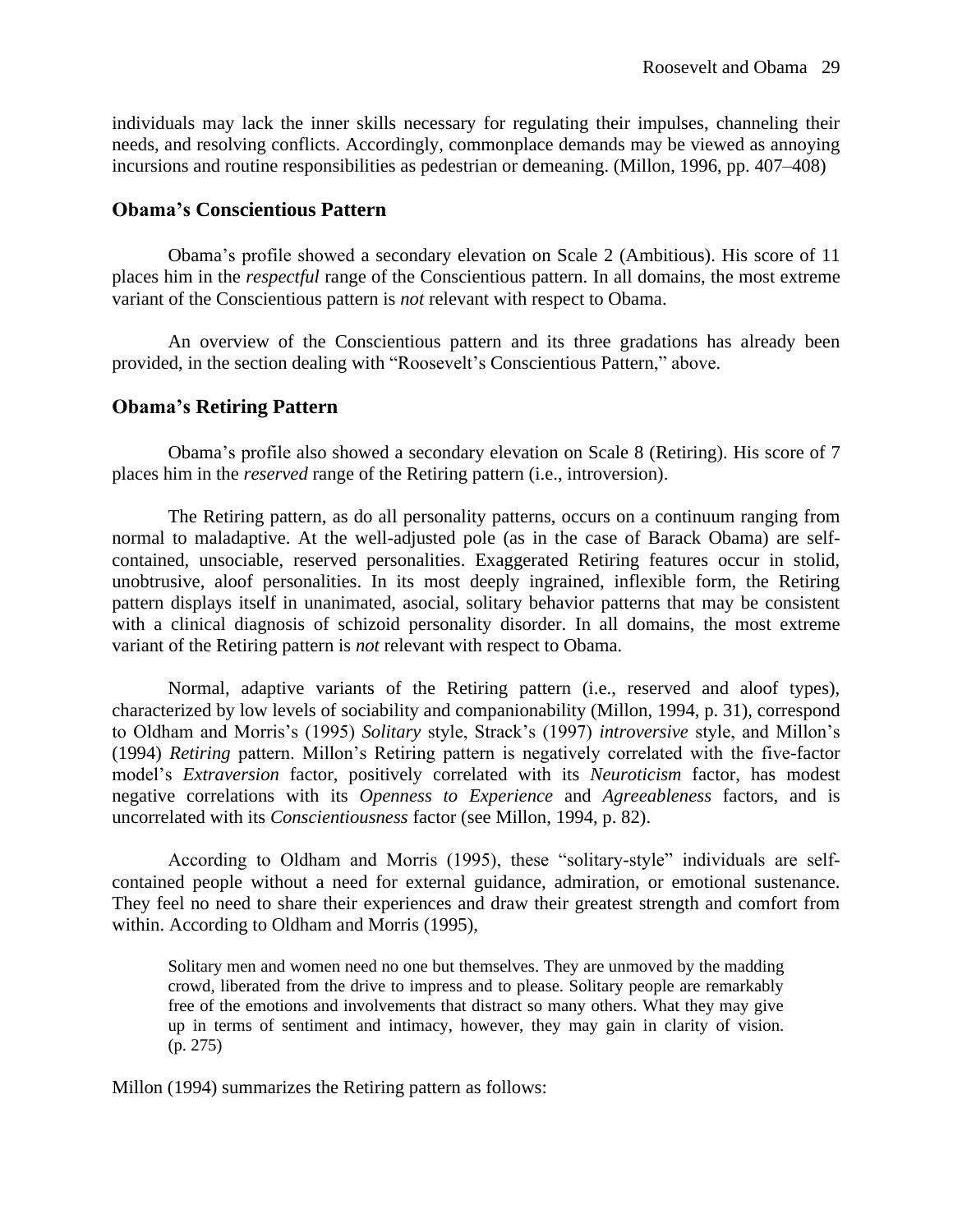individuals may lack the inner skills necessary for regulating their impulses, channeling their needs, and resolving conflicts. Accordingly, commonplace demands may be viewed as annoying incursions and routine responsibilities as pedestrian or demeaning. (Millon, 1996, pp. 407–408)

## Obama's Conscientious Pattern

Obama's profile showed a secondary elevation on Scale 2 (Ambitious). His score of 11 places him in the *respectful* range of the Conscientious pattern. In all domains, the most extreme variant of the Conscientious pattern is *not* relevant with respect to Obama.

An overview of the Conscientious pattern and its three gradations has already been provided, in the section dealing with "Roosevelt's Conscientious Pattern," above.

## Obama's Retiring Pattern

Obama's profile also showed a secondary elevation on Scale 8 (Retiring). His score of 7 places him in the *reserved* range of the Retiring pattern (i.e., introversion).

The Retiring pattern, as do all personality patterns, occurs on a continuum ranging from normal to maladaptive. At the well-adjusted pole (as in the case of Barack Obama) are self-contained, unsociable, reserved personalities. Exaggerated Retiring features occur in stolid, unobtrusive, aloof personalities. In its most deeply ingrained, inflexible form, the Retiring pattern displays itself in unanimated, asocial, solitary behavior patterns that may be consistent with a clinical diagnosis of schizoid personality disorder. In all domains, the most extreme variant of the Retiring pattern is *not* relevant with respect to Obama.

Normal, adaptive variants of the Retiring pattern (i.e., reserved and aloof types), characterized by low levels of sociability and companionability (Millon, 1994, p. 31), correspond to Oldham and Morris's (1995) *Solitary* style, Strack's (1997) *introversive* style, and Millon's (1994) *Retiring* pattern. Millon's Retiring pattern is negatively correlated with the five-factor model's *Extraversion* factor, positively correlated with its *Neuroticism* factor, has modest negative correlations with its *Openness to Experience* and *Agreeableness* factors, and is uncorrelated with its *Conscientiousness* factor (see Millon, 1994, p. 82).

According to Oldham and Morris (1995), these "solitary-style" individuals are self-contained people without a need for external guidance, admiration, or emotional sustenance. They feel no need to share their experiences and draw their greatest strength and comfort from within. According to Oldham and Morris (1995),

> Solitary men and women need no one but themselves. They are unmoved by the madding crowd, liberated from the drive to impress and to please. Solitary people are remarkably free of the emotions and involvements that distract so many others. What they may give up in terms of sentiment and intimacy, however, they may gain in clarity of vision. (p. 275)

Millon (1994) summarizes the Retiring pattern as follows: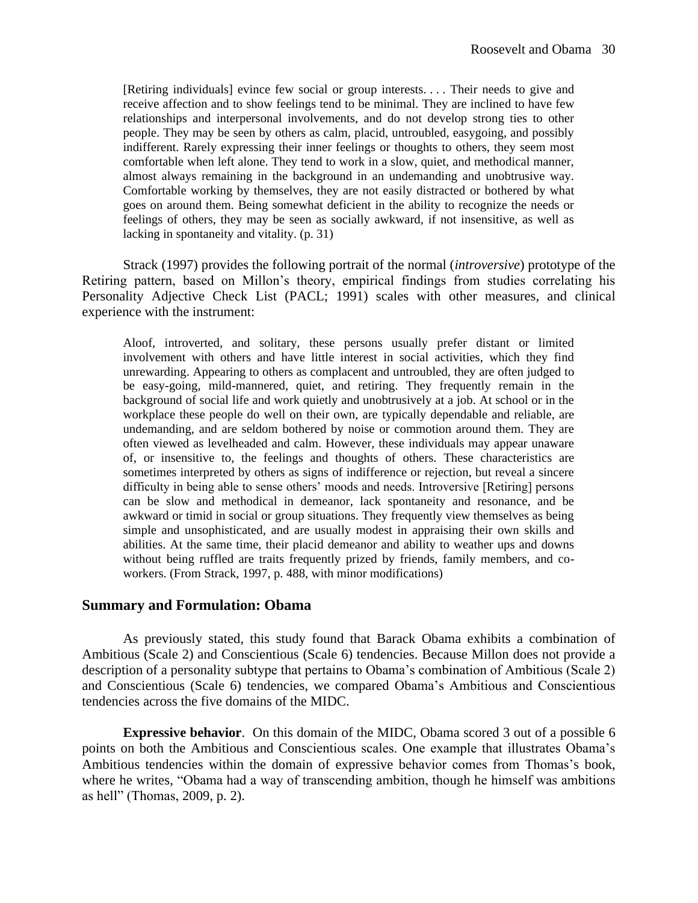> [Retiring individuals] evince few social or group interests. . . . Their needs to give and receive affection and to show feelings tend to be minimal. They are inclined to have few relationships and interpersonal involvements, and do not develop strong ties to other people. They may be seen by others as calm, placid, untroubled, easygoing, and possibly indifferent. Rarely expressing their inner feelings or thoughts to others, they seem most comfortable when left alone. They tend to work in a slow, quiet, and methodical manner, almost always remaining in the background in an undemanding and unobtrusive way. Comfortable working by themselves, they are not easily distracted or bothered by what goes on around them. Being somewhat deficient in the ability to recognize the needs or feelings of others, they may be seen as socially awkward, if not insensitive, as well as lacking in spontaneity and vitality. (p. 31)

Strack (1997) provides the following portrait of the normal (*introversive*) prototype of the Retiring pattern, based on Millon's theory, empirical findings from studies correlating his Personality Adjective Check List (PACL; 1991) scales with other measures, and clinical experience with the instrument:

> Aloof, introverted, and solitary, these persons usually prefer distant or limited involvement with others and have little interest in social activities, which they find unrewarding. Appearing to others as complacent and untroubled, they are often judged to be easy-going, mild-mannered, quiet, and retiring. They frequently remain in the background of social life and work quietly and unobtrusively at a job. At school or in the workplace these people do well on their own, are typically dependable and reliable, are undemanding, and are seldom bothered by noise or commotion around them. They are often viewed as levelheaded and calm. However, these individuals may appear unaware of, or insensitive to, the feelings and thoughts of others. These characteristics are sometimes interpreted by others as signs of indifference or rejection, but reveal a sincere difficulty in being able to sense others' moods and needs. Introversive [Retiring] persons can be slow and methodical in demeanor, lack spontaneity and resonance, and be awkward or timid in social or group situations. They frequently view themselves as being simple and unsophisticated, and are usually modest in appraising their own skills and abilities. At the same time, their placid demeanor and ability to weather ups and downs without being ruffled are traits frequently prized by friends, family members, and co-workers. (From Strack, 1997, p. 488, with minor modifications)

## Summary and Formulation: Obama

As previously stated, this study found that Barack Obama exhibits a combination of Ambitious (Scale 2) and Conscientious (Scale 6) tendencies. Because Millon does not provide a description of a personality subtype that pertains to Obama's combination of Ambitious (Scale 2) and Conscientious (Scale 6) tendencies, we compared Obama's Ambitious and Conscientious tendencies across the five domains of the MIDC.

**Expressive behavior**. On this domain of the MIDC, Obama scored 3 out of a possible 6 points on both the Ambitious and Conscientious scales. One example that illustrates Obama's Ambitious tendencies within the domain of expressive behavior comes from Thomas's book, where he writes, "Obama had a way of transcending ambition, though he himself was ambitions as hell" (Thomas, 2009, p. 2).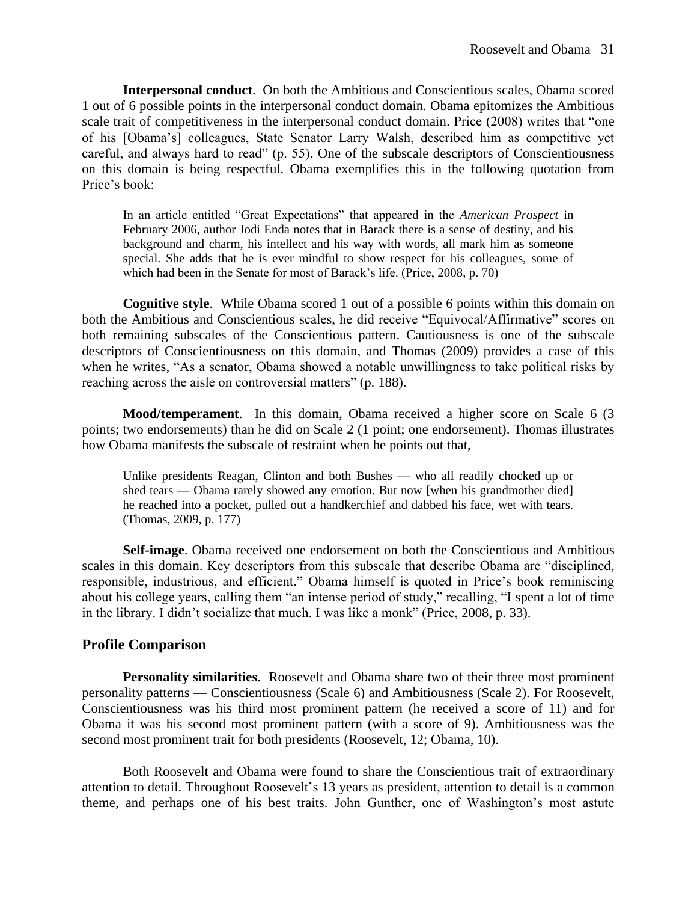**Interpersonal conduct**. On both the Ambitious and Conscientious scales, Obama scored 1 out of 6 possible points in the interpersonal conduct domain. Obama epitomizes the Ambitious scale trait of competitiveness in the interpersonal conduct domain. Price (2008) writes that "one of his [Obama's] colleagues, State Senator Larry Walsh, described him as competitive yet careful, and always hard to read" (p. 55). One of the subscale descriptors of Conscientiousness on this domain is being respectful. Obama exemplifies this in the following quotation from Price's book:

> In an article entitled "Great Expectations" that appeared in the *American Prospect* in February 2006, author Jodi Enda notes that in Barack there is a sense of destiny, and his background and charm, his intellect and his way with words, all mark him as someone special. She adds that he is ever mindful to show respect for his colleagues, some of which had been in the Senate for most of Barack's life. (Price, 2008, p. 70)

**Cognitive style**. While Obama scored 1 out of a possible 6 points within this domain on both the Ambitious and Conscientious scales, he did receive "Equivocal/Affirmative" scores on both remaining subscales of the Conscientious pattern. Cautiousness is one of the subscale descriptors of Conscientiousness on this domain, and Thomas (2009) provides a case of this when he writes, "As a senator, Obama showed a notable unwillingness to take political risks by reaching across the aisle on controversial matters" (p. 188).

**Mood/temperament**. In this domain, Obama received a higher score on Scale 6 (3 points; two endorsements) than he did on Scale 2 (1 point; one endorsement). Thomas illustrates how Obama manifests the subscale of restraint when he points out that,

> Unlike presidents Reagan, Clinton and both Bushes — who all readily chocked up or shed tears — Obama rarely showed any emotion. But now [when his grandmother died] he reached into a pocket, pulled out a handkerchief and dabbed his face, wet with tears. (Thomas, 2009, p. 177)

**Self-image**. Obama received one endorsement on both the Conscientious and Ambitious scales in this domain. Key descriptors from this subscale that describe Obama are "disciplined, responsible, industrious, and efficient." Obama himself is quoted in Price's book reminiscing about his college years, calling them "an intense period of study," recalling, "I spent a lot of time in the library. I didn't socialize that much. I was like a monk" (Price, 2008, p. 33).

## Profile Comparison

**Personality similarities**. Roosevelt and Obama share two of their three most prominent personality patterns — Conscientiousness (Scale 6) and Ambitiousness (Scale 2). For Roosevelt, Conscientiousness was his third most prominent pattern (he received a score of 11) and for Obama it was his second most prominent pattern (with a score of 9). Ambitiousness was the second most prominent trait for both presidents (Roosevelt, 12; Obama, 10).

Both Roosevelt and Obama were found to share the Conscientious trait of extraordinary attention to detail. Throughout Roosevelt's 13 years as president, attention to detail is a common theme, and perhaps one of his best traits. John Gunther, one of Washington's most astute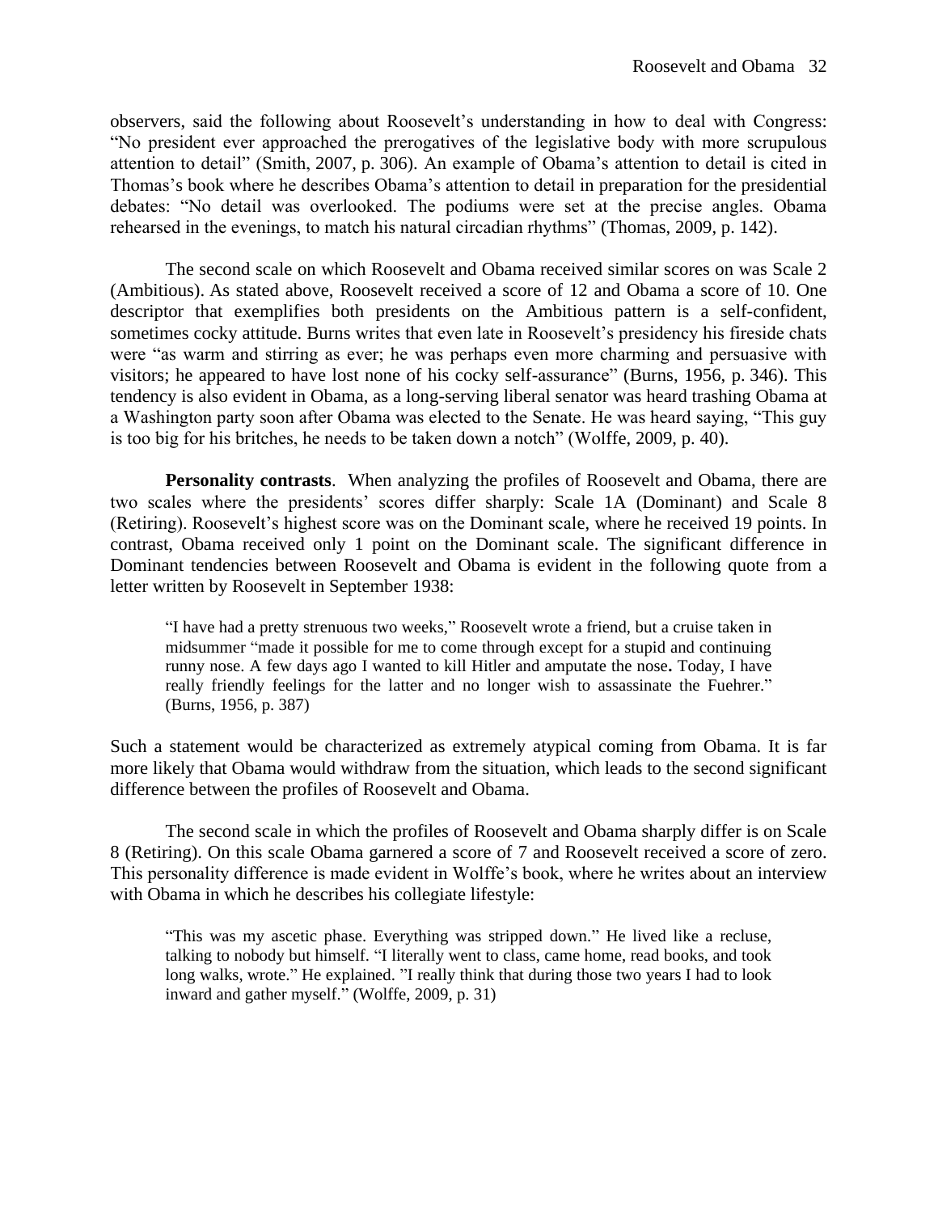observers, said the following about Roosevelt's understanding in how to deal with Congress: "No president ever approached the prerogatives of the legislative body with more scrupulous attention to detail" (Smith, 2007, p. 306). An example of Obama's attention to detail is cited in Thomas's book where he describes Obama's attention to detail in preparation for the presidential debates: "No detail was overlooked. The podiums were set at the precise angles. Obama rehearsed in the evenings, to match his natural circadian rhythms" (Thomas, 2009, p. 142).

The second scale on which Roosevelt and Obama received similar scores on was Scale 2 (Ambitious). As stated above, Roosevelt received a score of 12 and Obama a score of 10. One descriptor that exemplifies both presidents on the Ambitious pattern is a self-confident, sometimes cocky attitude. Burns writes that even late in Roosevelt's presidency his fireside chats were "as warm and stirring as ever; he was perhaps even more charming and persuasive with visitors; he appeared to have lost none of his cocky self-assurance" (Burns, 1956, p. 346). This tendency is also evident in Obama, as a long-serving liberal senator was heard trashing Obama at a Washington party soon after Obama was elected to the Senate. He was heard saying, "This guy is too big for his britches, he needs to be taken down a notch" (Wolffe, 2009, p. 40).

**Personality contrasts**. When analyzing the profiles of Roosevelt and Obama, there are two scales where the presidents' scores differ sharply: Scale 1A (Dominant) and Scale 8 (Retiring). Roosevelt's highest score was on the Dominant scale, where he received 19 points. In contrast, Obama received only 1 point on the Dominant scale. The significant difference in Dominant tendencies between Roosevelt and Obama is evident in the following quote from a letter written by Roosevelt in September 1938:

> "I have had a pretty strenuous two weeks," Roosevelt wrote a friend, but a cruise taken in midsummer "made it possible for me to come through except for a stupid and continuing runny nose. A few days ago I wanted to kill Hitler and amputate the nose**.** Today, I have really friendly feelings for the latter and no longer wish to assassinate the Fuehrer." (Burns, 1956, p. 387)

Such a statement would be characterized as extremely atypical coming from Obama. It is far more likely that Obama would withdraw from the situation, which leads to the second significant difference between the profiles of Roosevelt and Obama.

The second scale in which the profiles of Roosevelt and Obama sharply differ is on Scale 8 (Retiring). On this scale Obama garnered a score of 7 and Roosevelt received a score of zero. This personality difference is made evident in Wolffe's book, where he writes about an interview with Obama in which he describes his collegiate lifestyle:

> "This was my ascetic phase. Everything was stripped down." He lived like a recluse, talking to nobody but himself. "I literally went to class, came home, read books, and took long walks, wrote." He explained. "I really think that during those two years I had to look inward and gather myself." (Wolffe, 2009, p. 31)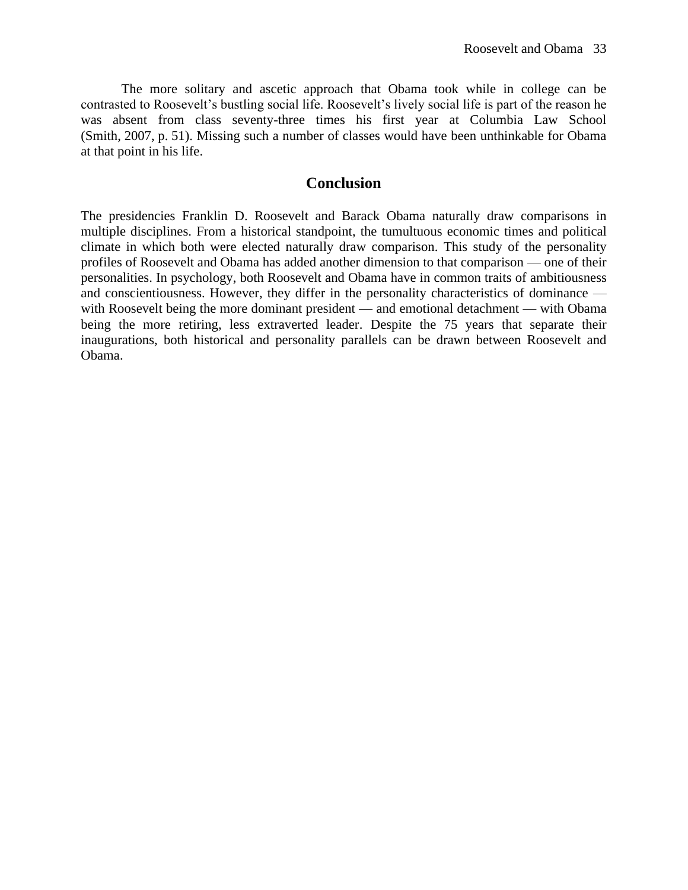The more solitary and ascetic approach that Obama took while in college can be contrasted to Roosevelt's bustling social life. Roosevelt's lively social life is part of the reason he was absent from class seventy-three times his first year at Columbia Law School (Smith, 2007, p. 51). Missing such a number of classes would have been unthinkable for Obama at that point in his life.

## Conclusion

The presidencies Franklin D. Roosevelt and Barack Obama naturally draw comparisons in multiple disciplines. From a historical standpoint, the tumultuous economic times and political climate in which both were elected naturally draw comparison. This study of the personality profiles of Roosevelt and Obama has added another dimension to that comparison — one of their personalities. In psychology, both Roosevelt and Obama have in common traits of ambitiousness and conscientiousness. However, they differ in the personality characteristics of dominance — with Roosevelt being the more dominant president — and emotional detachment — with Obama being the more retiring, less extraverted leader. Despite the 75 years that separate their inaugurations, both historical and personality parallels can be drawn between Roosevelt and Obama.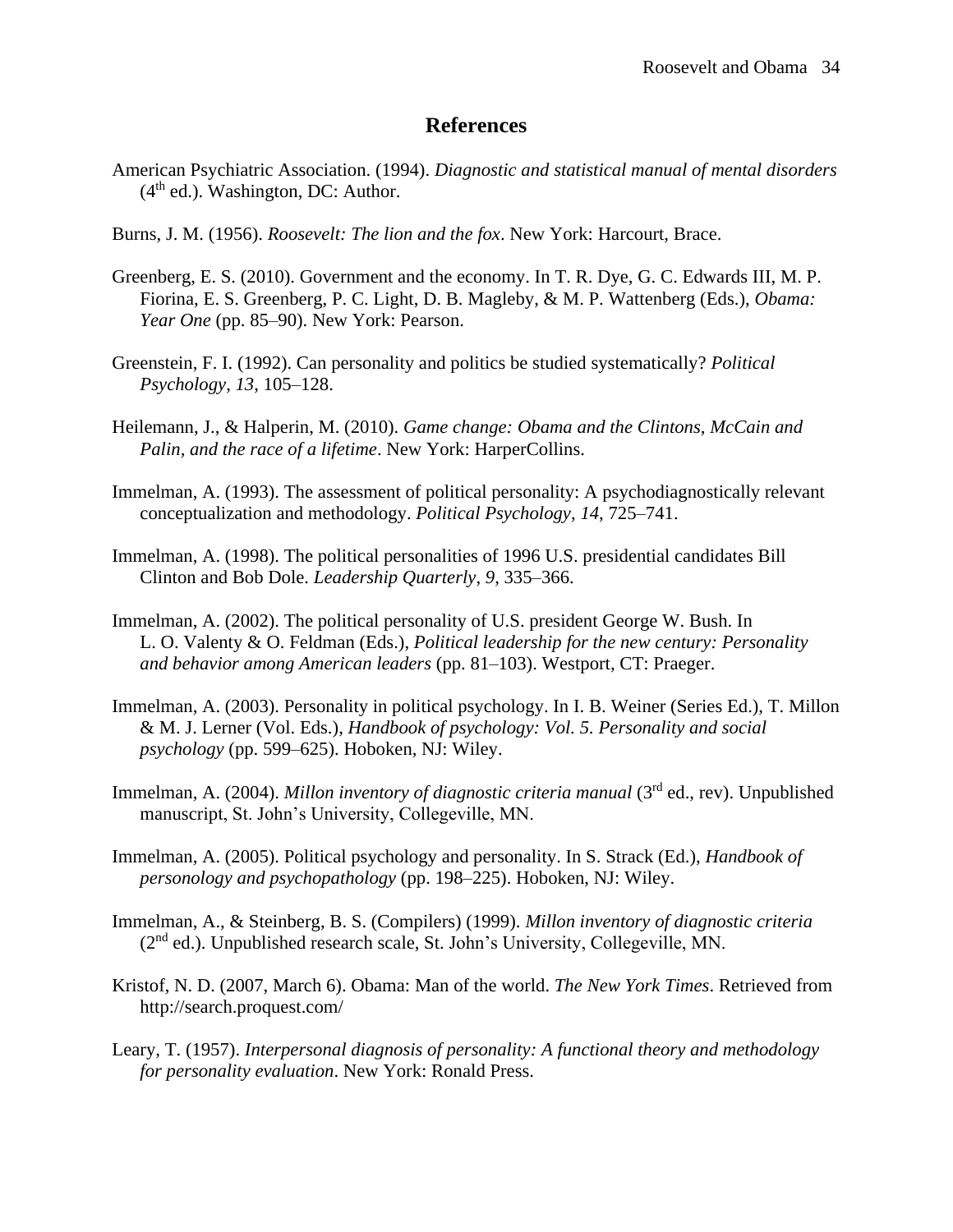# References

American Psychiatric Association. (1994). *Diagnostic and statistical manual of mental disorders* ($4^{th}$ ed.). Washington, DC: Author.

Burns, J. M. (1956). *Roosevelt: The lion and the fox*. New York: Harcourt, Brace.

Greenberg, E. S. (2010). Government and the economy. In T. R. Dye, G. C. Edwards III, M. P. Fiorina, E. S. Greenberg, P. C. Light, D. B. Magleby, & M. P. Wattenberg (Eds.), *Obama: Year One* (pp. 85–90). New York: Pearson.

Greenstein, F. I. (1992). Can personality and politics be studied systematically? *Political Psychology*, *13*, 105–128.

Heilemann, J., & Halperin, M. (2010). *Game change: Obama and the Clintons, McCain and Palin, and the race of a lifetime*. New York: HarperCollins.

Immelman, A. (1993). The assessment of political personality: A psychodiagnostically relevant conceptualization and methodology. *Political Psychology*, *14*, 725–741.

Immelman, A. (1998). The political personalities of 1996 U.S. presidential candidates Bill Clinton and Bob Dole. *Leadership Quarterly*, *9*, 335–366.

Immelman, A. (2002). The political personality of U.S. president George W. Bush. In L. O. Valenty & O. Feldman (Eds.), *Political leadership for the new century: Personality and behavior among American leaders* (pp. 81–103). Westport, CT: Praeger.

Immelman, A. (2003). Personality in political psychology. In I. B. Weiner (Series Ed.), T. Millon & M. J. Lerner (Vol. Eds.), *Handbook of psychology: Vol. 5. Personality and social psychology* (pp. 599–625). Hoboken, NJ: Wiley.

Immelman, A. (2004). *Millon inventory of diagnostic criteria manual* ($3^{rd}$ ed., rev). Unpublished manuscript, St. John's University, Collegeville, MN.

Immelman, A. (2005). Political psychology and personality. In S. Strack (Ed.), *Handbook of personology and psychopathology* (pp. 198–225). Hoboken, NJ: Wiley.

Immelman, A., & Steinberg, B. S. (Compilers) (1999). *Millon inventory of diagnostic criteria* ($2^{nd}$ ed.). Unpublished research scale, St. John's University, Collegeville, MN.

Kristof, N. D. (2007, March 6). Obama: Man of the world. *The New York Times*. Retrieved from http://search.proquest.com/

Leary, T. (1957). *Interpersonal diagnosis of personality: A functional theory and methodology for personality evaluation*. New York: Ronald Press.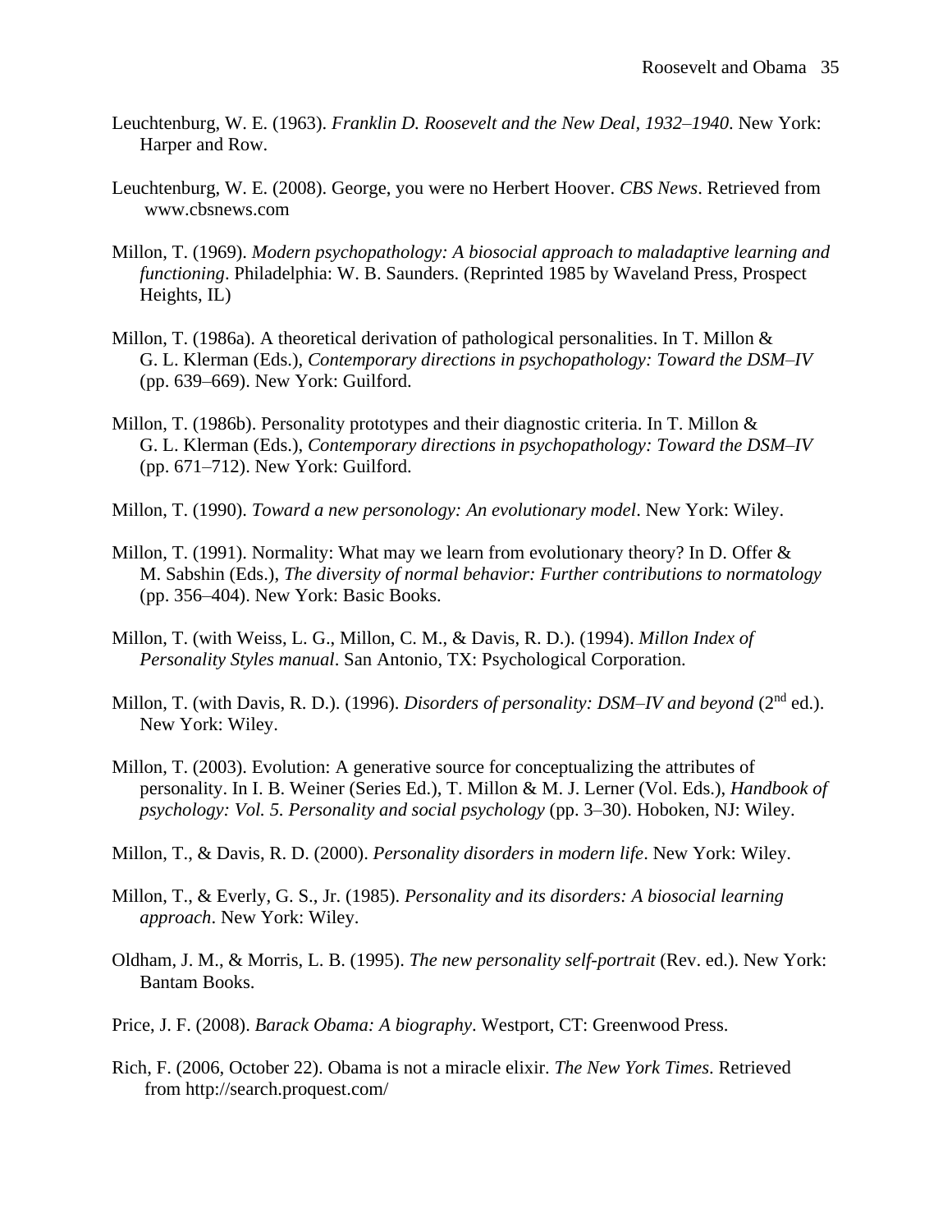Leuchtenburg, W. E. (1963). *Franklin D. Roosevelt and the New Deal, 1932–1940*. New York: Harper and Row.

Leuchtenburg, W. E. (2008). George, you were no Herbert Hoover. *CBS News*. Retrieved from www.cbsnews.com

Millon, T. (1969). *Modern psychopathology: A biosocial approach to maladaptive learning and functioning*. Philadelphia: W. B. Saunders. (Reprinted 1985 by Waveland Press, Prospect Heights, IL)

Millon, T. (1986a). A theoretical derivation of pathological personalities. In T. Millon & G. L. Klerman (Eds.), *Contemporary directions in psychopathology: Toward the DSM–IV* (pp. 639–669). New York: Guilford.

Millon, T. (1986b). Personality prototypes and their diagnostic criteria. In T. Millon & G. L. Klerman (Eds.), *Contemporary directions in psychopathology: Toward the DSM–IV* (pp. 671–712). New York: Guilford.

Millon, T. (1990). *Toward a new personology: An evolutionary model*. New York: Wiley.

Millon, T. (1991). Normality: What may we learn from evolutionary theory? In D. Offer & M. Sabshin (Eds.), *The diversity of normal behavior: Further contributions to normatology* (pp. 356–404). New York: Basic Books.

Millon, T. (with Weiss, L. G., Millon, C. M., & Davis, R. D.). (1994). *Millon Index of Personality Styles manual*. San Antonio, TX: Psychological Corporation.

Millon, T. (with Davis, R. D.). (1996). *Disorders of personality: DSM–IV and beyond* (2nd ed.). New York: Wiley.

Millon, T. (2003). Evolution: A generative source for conceptualizing the attributes of personality. In I. B. Weiner (Series Ed.), T. Millon & M. J. Lerner (Vol. Eds.), *Handbook of psychology: Vol. 5. Personality and social psychology* (pp. 3–30). Hoboken, NJ: Wiley.

Millon, T., & Davis, R. D. (2000). *Personality disorders in modern life*. New York: Wiley.

Millon, T., & Everly, G. S., Jr. (1985). *Personality and its disorders: A biosocial learning approach*. New York: Wiley.

Oldham, J. M., & Morris, L. B. (1995). *The new personality self-portrait* (Rev. ed.). New York: Bantam Books.

Price, J. F. (2008). *Barack Obama: A biography*. Westport, CT: Greenwood Press.

Rich, F. (2006, October 22). Obama is not a miracle elixir. *The New York Times*. Retrieved from http://search.proquest.com/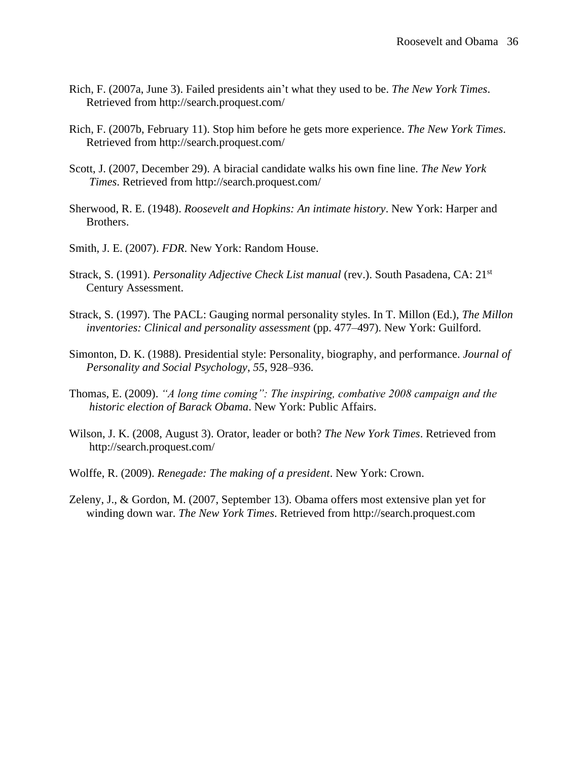Rich, F. (2007a, June 3). Failed presidents ain't what they used to be. *The New York Times*. Retrieved from http://search.proquest.com/

Rich, F. (2007b, February 11). Stop him before he gets more experience. *The New York Times*. Retrieved from http://search.proquest.com/

Scott, J. (2007, December 29). A biracial candidate walks his own fine line. *The New York Times*. Retrieved from http://search.proquest.com/

Sherwood, R. E. (1948). *Roosevelt and Hopkins: An intimate history*. New York: Harper and Brothers.

Smith, J. E. (2007). *FDR*. New York: Random House.

Strack, S. (1991). *Personality Adjective Check List manual* (rev.). South Pasadena, CA: 21st Century Assessment.

Strack, S. (1997). The PACL: Gauging normal personality styles. In T. Millon (Ed.), *The Millon inventories: Clinical and personality assessment* (pp. 477–497). New York: Guilford.

Simonton, D. K. (1988). Presidential style: Personality, biography, and performance. *Journal of Personality and Social Psychology*, *55*, 928–936.

Thomas, E. (2009). *"A long time coming": The inspiring, combative 2008 campaign and the historic election of Barack Obama*. New York: Public Affairs.

Wilson, J. K. (2008, August 3). Orator, leader or both? *The New York Times*. Retrieved from http://search.proquest.com/

Wolffe, R. (2009). *Renegade: The making of a president*. New York: Crown.

Zeleny, J., & Gordon, M. (2007, September 13). Obama offers most extensive plan yet for winding down war. *The New York Times*. Retrieved from http://search.proquest.com